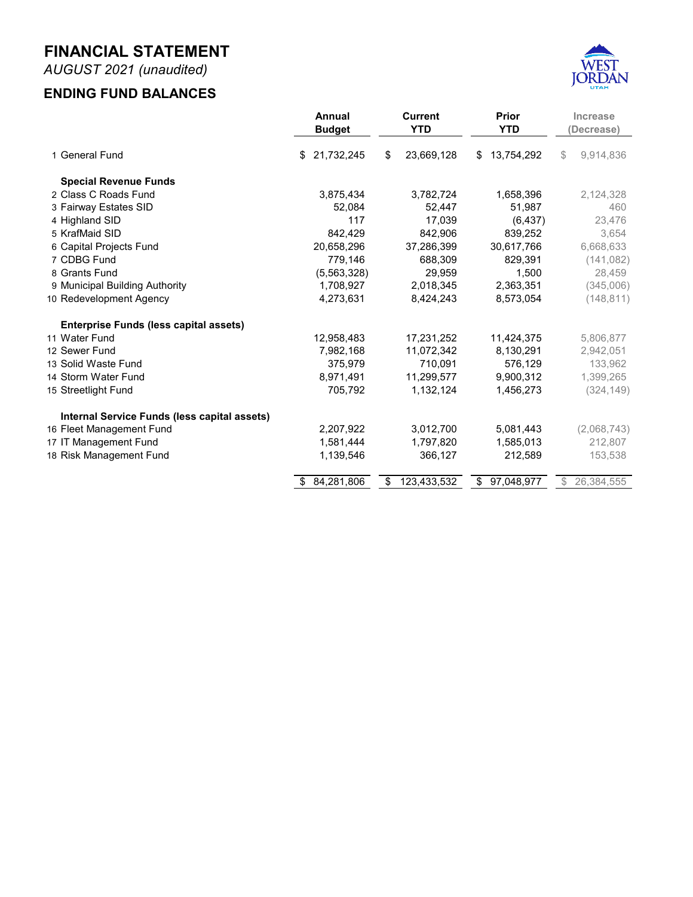# FINANCIAL STATEMENT

*AUGUST 2021 (unaudited)*

## ENDING FUND BALANCES

| | Annual Budget | Current YTD | Prior YTD | Increase (Decrease) |
|---|---|---|---|---|
| 1 General Fund | $ 21,732,245 | $ 23,669,128 | $ 13,754,292 | $ 9,914,836 |
| **Special Revenue Funds** | | | | |
| 2 Class C Roads Fund | 3,875,434 | 3,782,724 | 1,658,396 | 2,124,328 |
| 3 Fairway Estates SID | 52,084 | 52,447 | 51,987 | 460 |
| 4 Highland SID | 117 | 17,039 | (6,437) | 23,476 |
| 5 KrafMaid SID | 842,429 | 842,906 | 839,252 | 3,654 |
| 6 Capital Projects Fund | 20,658,296 | 37,286,399 | 30,617,766 | 6,668,633 |
| 7 CDBG Fund | 779,146 | 688,309 | 829,391 | (141,082) |
| 8 Grants Fund | (5,563,328) | 29,959 | 1,500 | 28,459 |
| 9 Municipal Building Authority | 1,708,927 | 2,018,345 | 2,363,351 | (345,006) |
| 10 Redevelopment Agency | 4,273,631 | 8,424,243 | 8,573,054 | (148,811) |
| **Enterprise Funds (less capital assets)** | | | | |
| 11 Water Fund | 12,958,483 | 17,231,252 | 11,424,375 | 5,806,877 |
| 12 Sewer Fund | 7,982,168 | 11,072,342 | 8,130,291 | 2,942,051 |
| 13 Solid Waste Fund | 375,979 | 710,091 | 576,129 | 133,962 |
| 14 Storm Water Fund | 8,971,491 | 11,299,577 | 9,900,312 | 1,399,265 |
| 15 Streetlight Fund | 705,792 | 1,132,124 | 1,456,273 | (324,149) |
| **Internal Service Funds (less capital assets)** | | | | |
| 16 Fleet Management Fund | 2,207,922 | 3,012,700 | 5,081,443 | (2,068,743) |
| 17 IT Management Fund | 1,581,444 | 1,797,820 | 1,585,013 | 212,807 |
| 18 Risk Management Fund | 1,139,546 | 366,127 | 212,589 | 153,538 |
| | $ 84,281,806 | $ 123,433,532 | $ 97,048,977 | $ 26,384,555 |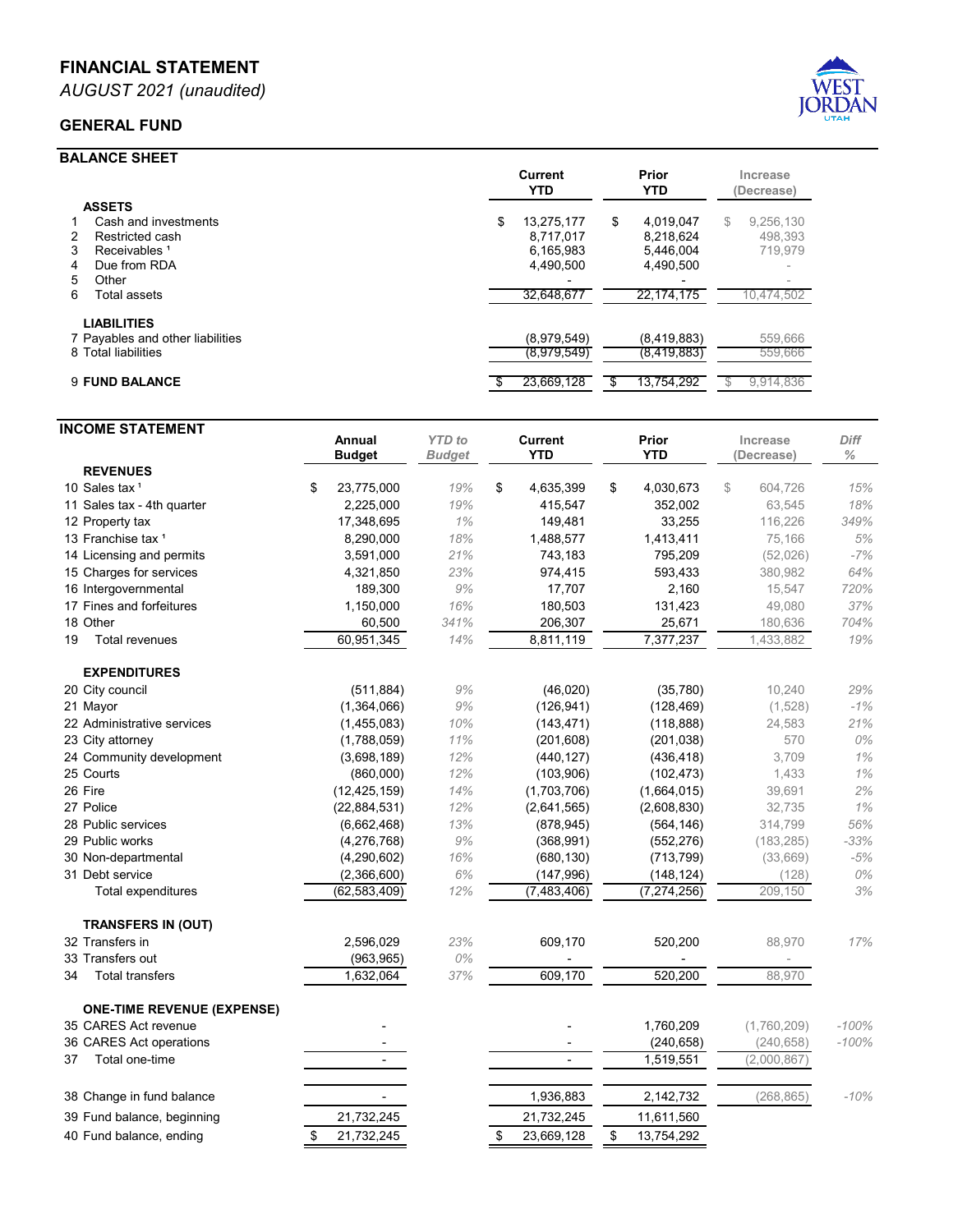# FINANCIAL STATEMENT

*AUGUST 2021 (unaudited)*

## GENERAL FUND

### BALANCE SHEET

| | | Current YTD | Prior YTD | Increase (Decrease) |
|---|---|---|---|---|
| | **ASSETS** | | | |
| 1 | Cash and investments | $ 13,275,177 | $ 4,019,047 | $ 9,256,130 |
| 2 | Restricted cash | 8,717,017 | 8,218,624 | 498,393 |
| 3 | Receivables [1] | 6,165,983 | 5,446,004 | 719,979 |
| 4 | Due from RDA | 4,490,500 | 4,490,500 | - |
| 5 | Other | - | - | - |
| 6 | Total assets | 32,648,677 | 22,174,175 | 10,474,502 |
| | **LIABILITIES** | | | |
| 7 | Payables and other liabilities | (8,979,549) | (8,419,883) | 559,666 |
| 8 | Total liabilities | (8,979,549) | (8,419,883) | 559,666 |
| 9 | **FUND BALANCE** | $ 23,669,128 | $ 13,754,292 | $ 9,914,836 |

### INCOME STATEMENT

| | | Annual Budget | *YTD to Budget* | Current YTD | Prior YTD | Increase (Decrease) | *Diff %* |
|---|---|---|---|---|---|---|---|
| | **REVENUES** | | | | | | |
| 10 | Sales tax [1] | $ 23,775,000 | *19%* | $ 4,635,399 | $ 4,030,673 | $ 604,726 | *15%* |
| 11 | Sales tax - 4th quarter | 2,225,000 | *19%* | 415,547 | 352,002 | 63,545 | *18%* |
| 12 | Property tax | 17,348,695 | *1%* | 149,481 | 33,255 | 116,226 | *349%* |
| 13 | Franchise tax [1] | 8,290,000 | *18%* | 1,488,577 | 1,413,411 | 75,166 | *5%* |
| 14 | Licensing and permits | 3,591,000 | *21%* | 743,183 | 795,209 | (52,026) | *-7%* |
| 15 | Charges for services | 4,321,850 | *23%* | 974,415 | 593,433 | 380,982 | *64%* |
| 16 | Intergovernmental | 189,300 | *9%* | 17,707 | 2,160 | 15,547 | *720%* |
| 17 | Fines and forfeitures | 1,150,000 | *16%* | 180,503 | 131,423 | 49,080 | *37%* |
| 18 | Other | 60,500 | *341%* | 206,307 | 25,671 | 180,636 | *704%* |
| 19 | Total revenues | 60,951,345 | *14%* | 8,811,119 | 7,377,237 | 1,433,882 | *19%* |
| | **EXPENDITURES** | | | | | | |
| 20 | City council | (511,884) | *9%* | (46,020) | (35,780) | 10,240 | *29%* |
| 21 | Mayor | (1,364,066) | *9%* | (126,941) | (128,469) | (1,528) | *-1%* |
| 22 | Administrative services | (1,455,083) | *10%* | (143,471) | (118,888) | 24,583 | *21%* |
| 23 | City attorney | (1,788,059) | *11%* | (201,608) | (201,038) | 570 | *0%* |
| 24 | Community development | (3,698,189) | *12%* | (440,127) | (436,418) | 3,709 | *1%* |
| 25 | Courts | (860,000) | *12%* | (103,906) | (102,473) | 1,433 | *1%* |
| 26 | Fire | (12,425,159) | *14%* | (1,703,706) | (1,664,015) | 39,691 | *2%* |
| 27 | Police | (22,884,531) | *12%* | (2,641,565) | (2,608,830) | 32,735 | *1%* |
| 28 | Public services | (6,662,468) | *13%* | (878,945) | (564,146) | 314,799 | *56%* |
| 29 | Public works | (4,276,768) | *9%* | (368,991) | (552,276) | (183,285) | *-33%* |
| 30 | Non-departmental | (4,290,602) | *16%* | (680,130) | (713,799) | (33,669) | *-5%* |
| 31 | Debt service | (2,366,600) | *6%* | (147,996) | (148,124) | (128) | *0%* |
| | Total expenditures | (62,583,409) | *12%* | (7,483,406) | (7,274,256) | 209,150 | *3%* |
| | **TRANSFERS IN (OUT)** | | | | | | |
| 32 | Transfers in | 2,596,029 | *23%* | 609,170 | 520,200 | 88,970 | *17%* |
| 33 | Transfers out | (963,965) | *0%* | - | - | - | |
| 34 | Total transfers | 1,632,064 | *37%* | 609,170 | 520,200 | 88,970 | |
| | **ONE-TIME REVENUE (EXPENSE)** | | | | | | |
| 35 | CARES Act revenue | - | | - | 1,760,209 | (1,760,209) | *-100%* |
| 36 | CARES Act operations | - | | - | (240,658) | (240,658) | *-100%* |
| 37 | Total one-time | - | | - | 1,519,551 | (2,000,867) | |
| 38 | Change in fund balance | - | | 1,936,883 | 2,142,732 | (268,865) | *-10%* |
| 39 | Fund balance, beginning | 21,732,245 | | 21,732,245 | 11,611,560 | | |
| 40 | Fund balance, ending | $ 21,732,245 | | $ 23,669,128 | $ 13,754,292 | | |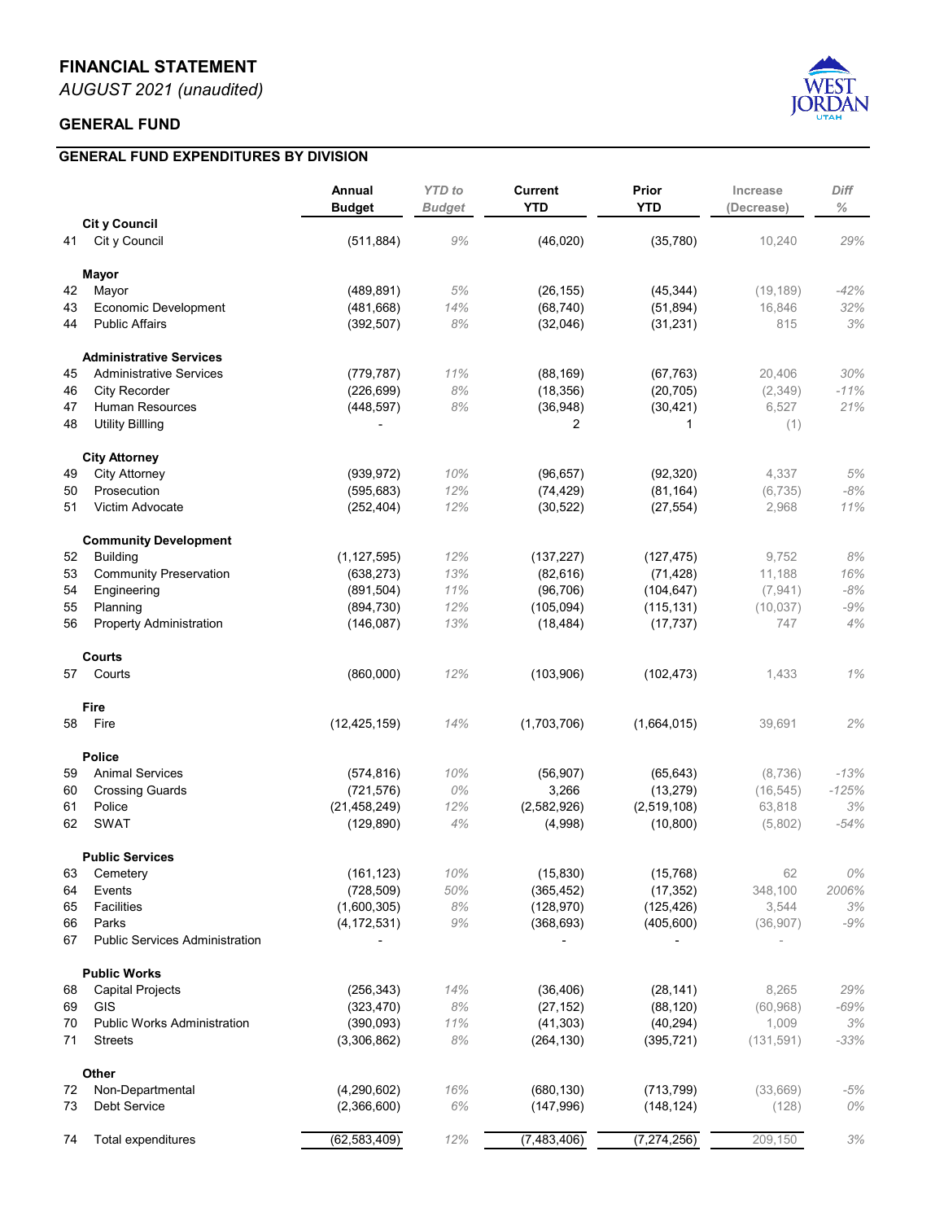# FINANCIAL STATEMENT

*AUGUST 2021 (unaudited)*

## GENERAL FUND

### GENERAL FUND EXPENDITURES BY DIVISION

| | | Annual Budget | YTD to Budget | Current YTD | Prior YTD | Increase (Decrease) | Diff % |
|---|---|---|---|---|---|---|---|
| | **Cit y Council** | | | | | | |
| 41 | Cit y Council | (511,884) | 9% | (46,020) | (35,780) | 10,240 | 29% |
| | **Mayor** | | | | | | |
| 42 | Mayor | (489,891) | 5% | (26,155) | (45,344) | (19,189) | -42% |
| 43 | Economic Development | (481,668) | 14% | (68,740) | (51,894) | 16,846 | 32% |
| 44 | Public Affairs | (392,507) | 8% | (32,046) | (31,231) | 815 | 3% |
| | **Administrative Services** | | | | | | |
| 45 | Administrative Services | (779,787) | 11% | (88,169) | (67,763) | 20,406 | 30% |
| 46 | City Recorder | (226,699) | 8% | (18,356) | (20,705) | (2,349) | -11% |
| 47 | Human Resources | (448,597) | 8% | (36,948) | (30,421) | 6,527 | 21% |
| 48 | Utility Billling | - | | 2 | 1 | (1) | |
| | **City Attorney** | | | | | | |
| 49 | City Attorney | (939,972) | 10% | (96,657) | (92,320) | 4,337 | 5% |
| 50 | Prosecution | (595,683) | 12% | (74,429) | (81,164) | (6,735) | -8% |
| 51 | Victim Advocate | (252,404) | 12% | (30,522) | (27,554) | 2,968 | 11% |
| | **Community Development** | | | | | | |
| 52 | Building | (1,127,595) | 12% | (137,227) | (127,475) | 9,752 | 8% |
| 53 | Community Preservation | (638,273) | 13% | (82,616) | (71,428) | 11,188 | 16% |
| 54 | Engineering | (891,504) | 11% | (96,706) | (104,647) | (7,941) | -8% |
| 55 | Planning | (894,730) | 12% | (105,094) | (115,131) | (10,037) | -9% |
| 56 | Property Administration | (146,087) | 13% | (18,484) | (17,737) | 747 | 4% |
| | **Courts** | | | | | | |
| 57 | Courts | (860,000) | 12% | (103,906) | (102,473) | 1,433 | 1% |
| | **Fire** | | | | | | |
| 58 | Fire | (12,425,159) | 14% | (1,703,706) | (1,664,015) | 39,691 | 2% |
| | **Police** | | | | | | |
| 59 | Animal Services | (574,816) | 10% | (56,907) | (65,643) | (8,736) | -13% |
| 60 | Crossing Guards | (721,576) | 0% | 3,266 | (13,279) | (16,545) | -125% |
| 61 | Police | (21,458,249) | 12% | (2,582,926) | (2,519,108) | 63,818 | 3% |
| 62 | SWAT | (129,890) | 4% | (4,998) | (10,800) | (5,802) | -54% |
| | **Public Services** | | | | | | |
| 63 | Cemetery | (161,123) | 10% | (15,830) | (15,768) | 62 | 0% |
| 64 | Events | (728,509) | 50% | (365,452) | (17,352) | 348,100 | 2006% |
| 65 | Facilities | (1,600,305) | 8% | (128,970) | (125,426) | 3,544 | 3% |
| 66 | Parks | (4,172,531) | 9% | (368,693) | (405,600) | (36,907) | -9% |
| 67 | Public Services Administration | - | | - | - | - | |
| | **Public Works** | | | | | | |
| 68 | Capital Projects | (256,343) | 14% | (36,406) | (28,141) | 8,265 | 29% |
| 69 | GIS | (323,470) | 8% | (27,152) | (88,120) | (60,968) | -69% |
| 70 | Public Works Administration | (390,093) | 11% | (41,303) | (40,294) | 1,009 | 3% |
| 71 | Streets | (3,306,862) | 8% | (264,130) | (395,721) | (131,591) | -33% |
| | **Other** | | | | | | |
| 72 | Non-Departmental | (4,290,602) | 16% | (680,130) | (713,799) | (33,669) | -5% |
| 73 | Debt Service | (2,366,600) | 6% | (147,996) | (148,124) | (128) | 0% |
| 74 | Total expenditures | (62,583,409) | 12% | (7,483,406) | (7,274,256) | 209,150 | 3% |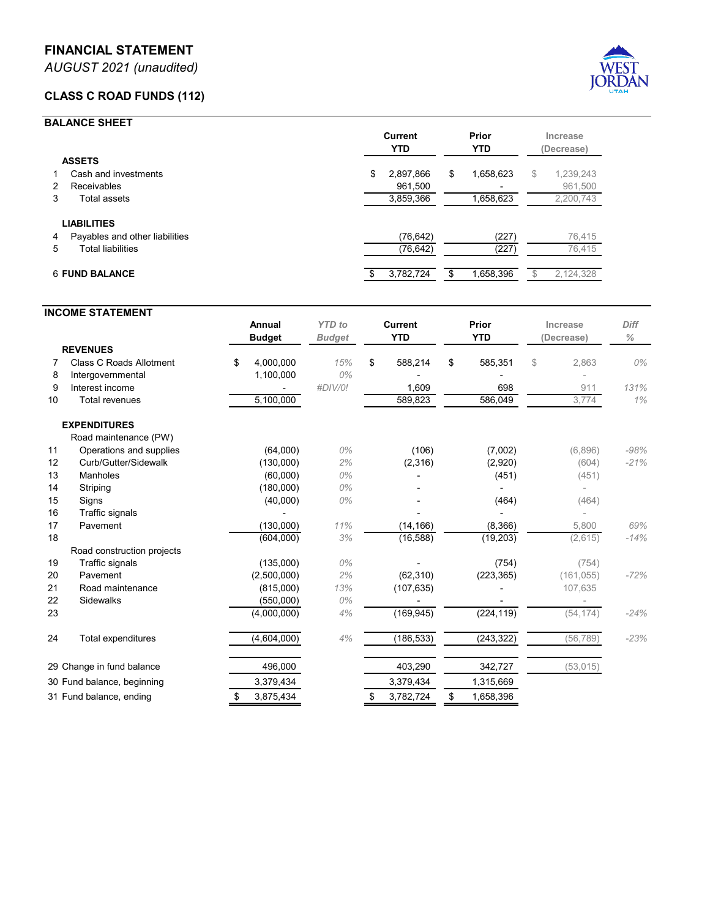# FINANCIAL STATEMENT

*AUGUST 2021 (unaudited)*

## CLASS C ROAD FUNDS (112)

### BALANCE SHEET

| | | Current YTD | Prior YTD | Increase (Decrease) |
|---|---|---|---|---|
| | **ASSETS** | | | |
| 1 | Cash and investments | $ 2,897,866 | $ 1,658,623 | $ 1,239,243 |
| 2 | Receivables | 961,500 | - | 961,500 |
| 3 | Total assets | 3,859,366 | 1,658,623 | 2,200,743 |
| | **LIABILITIES** | | | |
| 4 | Payables and other liabilities | (76,642) | (227) | 76,415 |
| 5 | Total liabilities | (76,642) | (227) | 76,415 |
| 6 | **FUND BALANCE** | $ 3,782,724 | $ 1,658,396 | $ 2,124,328 |

### INCOME STATEMENT

| | | Annual Budget | *YTD to Budget* | Current YTD | Prior YTD | Increase (Decrease) | *Diff %* |
|---|---|---|---|---|---|---|---|
| | **REVENUES** | | | | | | |
| 7 | Class C Roads Allotment | $ 4,000,000 | *15%* | $ 588,214 | $ 585,351 | $ 2,863 | *0%* |
| 8 | Intergovernmental | 1,100,000 | *0%* | - | - | - | |
| 9 | Interest income | - | *#DIV/0!* | 1,609 | 698 | 911 | *131%* |
| 10 | Total revenues | 5,100,000 | | 589,823 | 586,049 | 3,774 | *1%* |
| | **EXPENDITURES** | | | | | | |
| | Road maintenance (PW) | | | | | | |
| 11 | Operations and supplies | (64,000) | *0%* | (106) | (7,002) | (6,896) | *-98%* |
| 12 | Curb/Gutter/Sidewalk | (130,000) | *2%* | (2,316) | (2,920) | (604) | *-21%* |
| 13 | Manholes | (60,000) | *0%* | - | (451) | (451) | |
| 14 | Striping | (180,000) | *0%* | - | - | - | |
| 15 | Signs | (40,000) | *0%* | - | (464) | (464) | |
| 16 | Traffic signals | - | | - | - | - | |
| 17 | Pavement | (130,000) | *11%* | (14,166) | (8,366) | 5,800 | *69%* |
| 18 | | (604,000) | *3%* | (16,588) | (19,203) | (2,615) | *-14%* |
| | Road construction projects | | | | | | |
| 19 | Traffic signals | (135,000) | *0%* | - | (754) | (754) | |
| 20 | Pavement | (2,500,000) | *2%* | (62,310) | (223,365) | (161,055) | *-72%* |
| 21 | Road maintenance | (815,000) | *13%* | (107,635) | - | 107,635 | |
| 22 | Sidewalks | (550,000) | *0%* | - | - | - | |
| 23 | | (4,000,000) | *4%* | (169,945) | (224,119) | (54,174) | *-24%* |
| 24 | Total expenditures | (4,604,000) | *4%* | (186,533) | (243,322) | (56,789) | *-23%* |
| 29 | Change in fund balance | 496,000 | | 403,290 | 342,727 | (53,015) | |
| 30 | Fund balance, beginning | 3,379,434 | | 3,379,434 | 1,315,669 | | |
| 31 | Fund balance, ending | $ 3,875,434 | | $ 3,782,724 | $ 1,658,396 | | |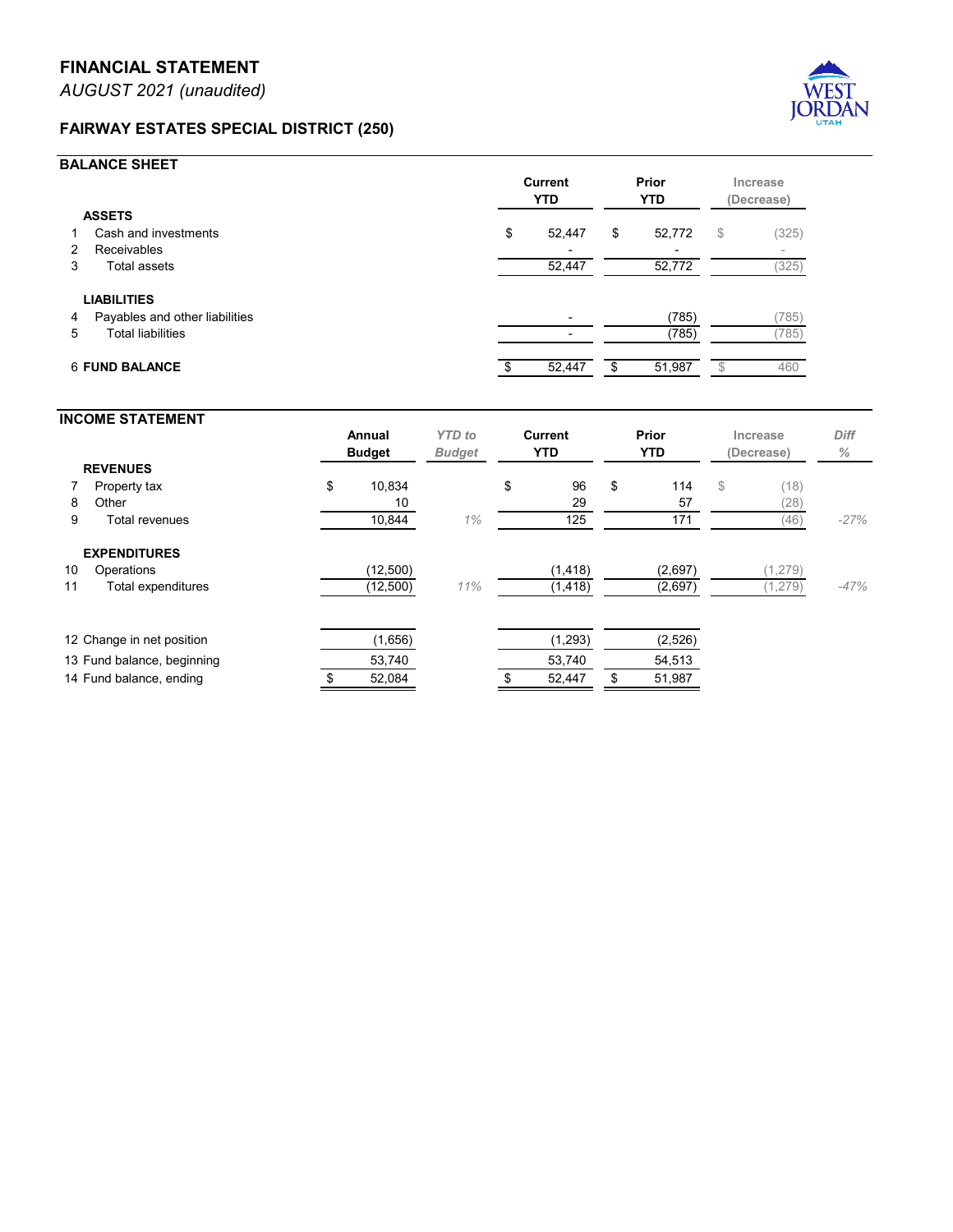# FINANCIAL STATEMENT

*AUGUST 2021 (unaudited)*

## FAIRWAY ESTATES SPECIAL DISTRICT (250)

### BALANCE SHEET

| | | Current YTD | Prior YTD | Increase (Decrease) |
|---|---|---|---|---|
| | **ASSETS** | | | |
| 1 | Cash and investments | $ 52,447 | $ 52,772 | $ (325) |
| 2 | Receivables | - | - | - |
| 3 | Total assets | 52,447 | 52,772 | (325) |
| | **LIABILITIES** | | | |
| 4 | Payables and other liabilities | - | (785) | (785) |
| 5 | Total liabilities | - | (785) | (785) |
| 6 | **FUND BALANCE** | $ 52,447 | $ 51,987 | $ 460 |

### INCOME STATEMENT

| | | Annual Budget | *YTD to Budget* | Current YTD | Prior YTD | Increase (Decrease) | *Diff %* |
|---|---|---|---|---|---|---|---|
| | **REVENUES** | | | | | | |
| 7 | Property tax | $ 10,834 | | $ 96 | $ 114 | $ (18) | |
| 8 | Other | 10 | | 29 | 57 | (28) | |
| 9 | Total revenues | 10,844 | *1%* | 125 | 171 | (46) | *-27%* |
| | **EXPENDITURES** | | | | | | |
| 10 | Operations | (12,500) | | (1,418) | (2,697) | (1,279) | |
| 11 | Total expenditures | (12,500) | *11%* | (1,418) | (2,697) | (1,279) | *-47%* |
| 12 | Change in net position | (1,656) | | (1,293) | (2,526) | | |
| 13 | Fund balance, beginning | 53,740 | | 53,740 | 54,513 | | |
| 14 | Fund balance, ending | $ 52,084 | | $ 52,447 | $ 51,987 | | |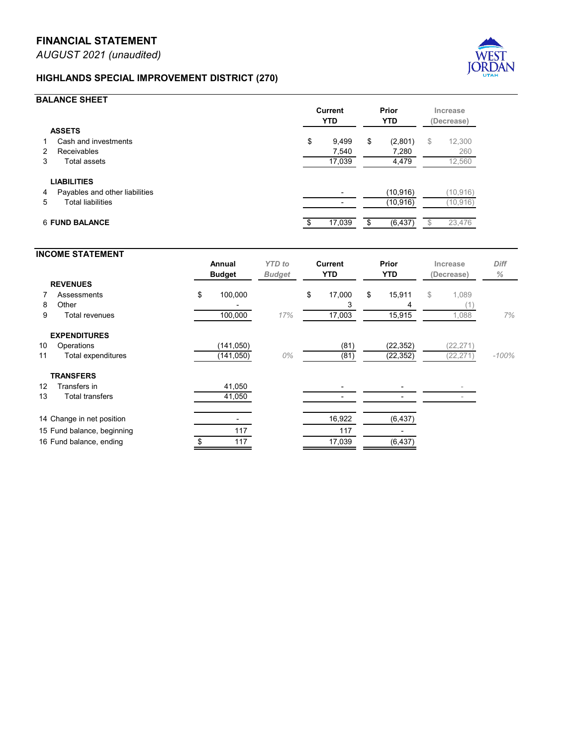# FINANCIAL STATEMENT

*AUGUST 2021 (unaudited)*

## HIGHLANDS SPECIAL IMPROVEMENT DISTRICT (270)

### BALANCE SHEET

| | | Current YTD | Prior YTD | Increase (Decrease) |
|---|---|---|---|---|
| | **ASSETS** | | | |
| 1 | Cash and investments | $ 9,499 | $ (2,801) | $ 12,300 |
| 2 | Receivables | 7,540 | 7,280 | 260 |
| 3 | Total assets | 17,039 | 4,479 | 12,560 |
| | **LIABILITIES** | | | |
| 4 | Payables and other liabilities | - | (10,916) | (10,916) |
| 5 | Total liabilities | - | (10,916) | (10,916) |
| 6 | **FUND BALANCE** | $ 17,039 | $ (6,437) | $ 23,476 |

### INCOME STATEMENT

| | | Annual Budget | *YTD to Budget* | Current YTD | Prior YTD | Increase (Decrease) | *Diff %* |
|---|---|---|---|---|---|---|---|
| | **REVENUES** | | | | | | |
| 7 | Assessments | $ 100,000 | | $ 17,000 | $ 15,911 | $ 1,089 | |
| 8 | Other | - | | 3 | 4 | (1) | |
| 9 | Total revenues | 100,000 | *17%* | 17,003 | 15,915 | 1,088 | *7%* |
| | **EXPENDITURES** | | | | | | |
| 10 | Operations | (141,050) | | (81) | (22,352) | (22,271) | |
| 11 | Total expenditures | (141,050) | *0%* | (81) | (22,352) | (22,271) | *-100%* |
| | **TRANSFERS** | | | | | | |
| 12 | Transfers in | 41,050 | | - | - | - | |
| 13 | Total transfers | 41,050 | | - | - | - | |
| 14 | Change in net position | - | | 16,922 | (6,437) | | |
| 15 | Fund balance, beginning | 117 | | 117 | - | | |
| 16 | Fund balance, ending | $ 117 | | 17,039 | (6,437) | | |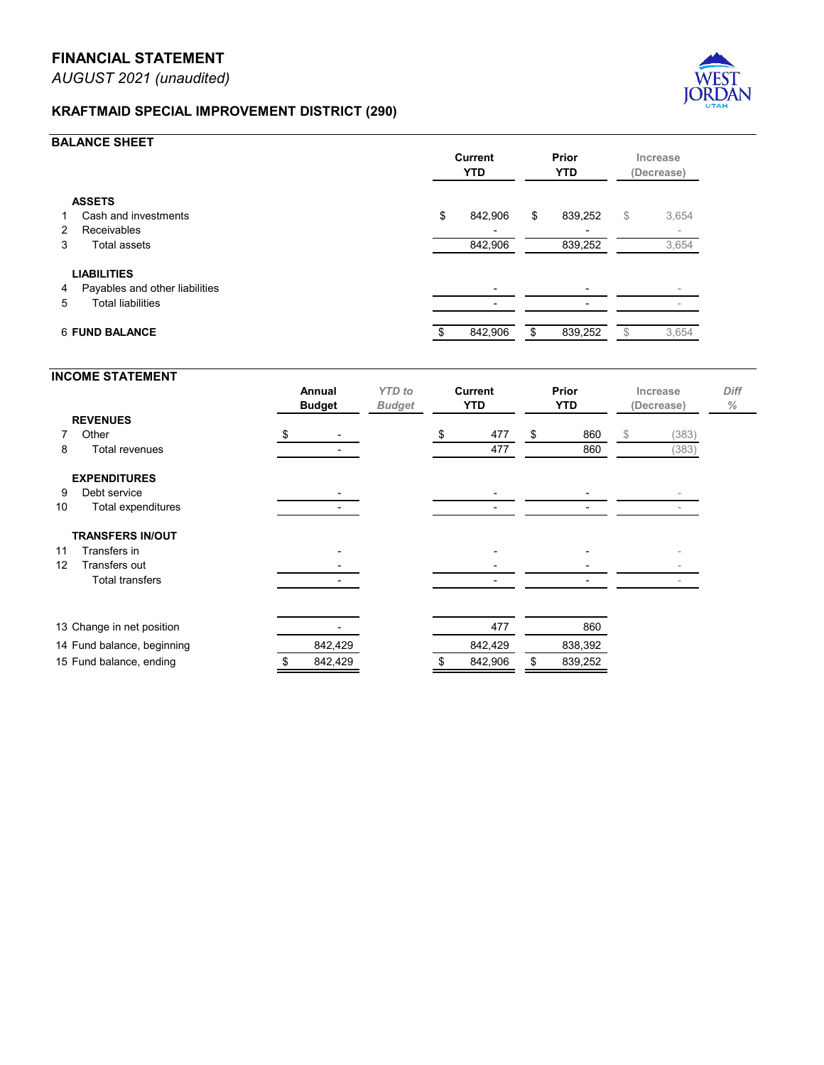# FINANCIAL STATEMENT

*AUGUST 2021 (unaudited)*

## KRAFTMAID SPECIAL IMPROVEMENT DISTRICT (290)

### BALANCE SHEET

| | | Current YTD | Prior YTD | Increase (Decrease) |
|---|---|---|---|---|
| | **ASSETS** | | | |
| 1 | Cash and investments | $ 842,906 | $ 839,252 | $ 3,654 |
| 2 | Receivables | - | - | - |
| 3 | Total assets | 842,906 | 839,252 | 3,654 |
| | **LIABILITIES** | | | |
| 4 | Payables and other liabilities | - | - | - |
| 5 | Total liabilities | - | - | - |
| 6 | **FUND BALANCE** | $ 842,906 | $ 839,252 | $ 3,654 |

### INCOME STATEMENT

| | | Annual Budget | *YTD to Budget* | Current YTD | Prior YTD | Increase (Decrease) | *Diff %* |
|---|---|---|---|---|---|---|---|
| | **REVENUES** | | | | | | |
| 7 | Other | $ - | | $ 477 | $ 860 | $ (383) | |
| 8 | Total revenues | - | | 477 | 860 | (383) | |
| | **EXPENDITURES** | | | | | | |
| 9 | Debt service | - | | - | - | - | |
| 10 | Total expenditures | - | | - | - | - | |
| | **TRANSFERS IN/OUT** | | | | | | |
| 11 | Transfers in | - | | - | - | - | |
| 12 | Transfers out | - | | - | - | - | |
| | Total transfers | - | | - | - | - | |
| 13 | Change in net position | - | | 477 | 860 | | |
| 14 | Fund balance, beginning | 842,429 | | 842,429 | 838,392 | | |
| 15 | Fund balance, ending | $ 842,429 | | $ 842,906 | $ 839,252 | | |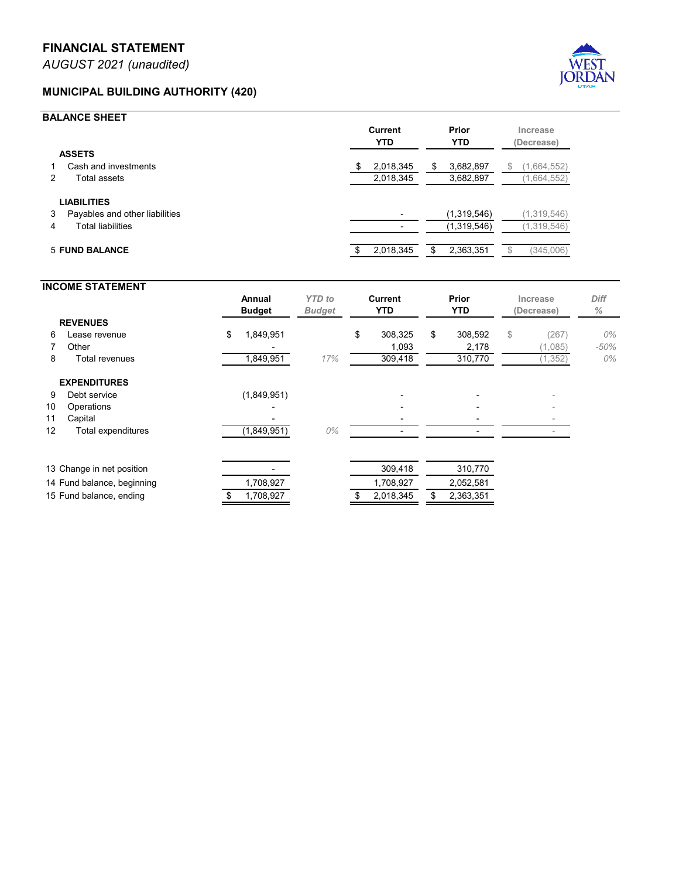# FINANCIAL STATEMENT

*AUGUST 2021 (unaudited)*

## MUNICIPAL BUILDING AUTHORITY (420)

### BALANCE SHEET

| | | Current YTD | Prior YTD | Increase (Decrease) |
|---|---|---|---|---|
| | **ASSETS** | | | |
| 1 | Cash and investments | $ 2,018,345 | $ 3,682,897 | $ (1,664,552) |
| 2 | Total assets | 2,018,345 | 3,682,897 | (1,664,552) |
| | **LIABILITIES** | | | |
| 3 | Payables and other liabilities | - | (1,319,546) | (1,319,546) |
| 4 | Total liabilities | - | (1,319,546) | (1,319,546) |
| 5 | **FUND BALANCE** | $ 2,018,345 | $ 2,363,351 | $ (345,006) |

### INCOME STATEMENT

| | | Annual Budget | *YTD to Budget* | Current YTD | Prior YTD | Increase (Decrease) | *Diff %* |
|---|---|---|---|---|---|---|---|
| | **REVENUES** | | | | | | |
| 6 | Lease revenue | $ 1,849,951 | | $ 308,325 | $ 308,592 | $ (267) | *0%* |
| 7 | Other | - | | 1,093 | 2,178 | (1,085) | *-50%* |
| 8 | Total revenues | 1,849,951 | *17%* | 309,418 | 310,770 | (1,352) | *0%* |
| | **EXPENDITURES** | | | | | | |
| 9 | Debt service | (1,849,951) | | - | - | - | |
| 10 | Operations | - | | - | - | - | |
| 11 | Capital | - | | - | - | - | |
| 12 | Total expenditures | (1,849,951) | *0%* | - | - | - | |
| 13 | Change in net position | - | | 309,418 | 310,770 | | |
| 14 | Fund balance, beginning | 1,708,927 | | 1,708,927 | 2,052,581 | | |
| 15 | Fund balance, ending | $ 1,708,927 | | $ 2,018,345 | $ 2,363,351 | | |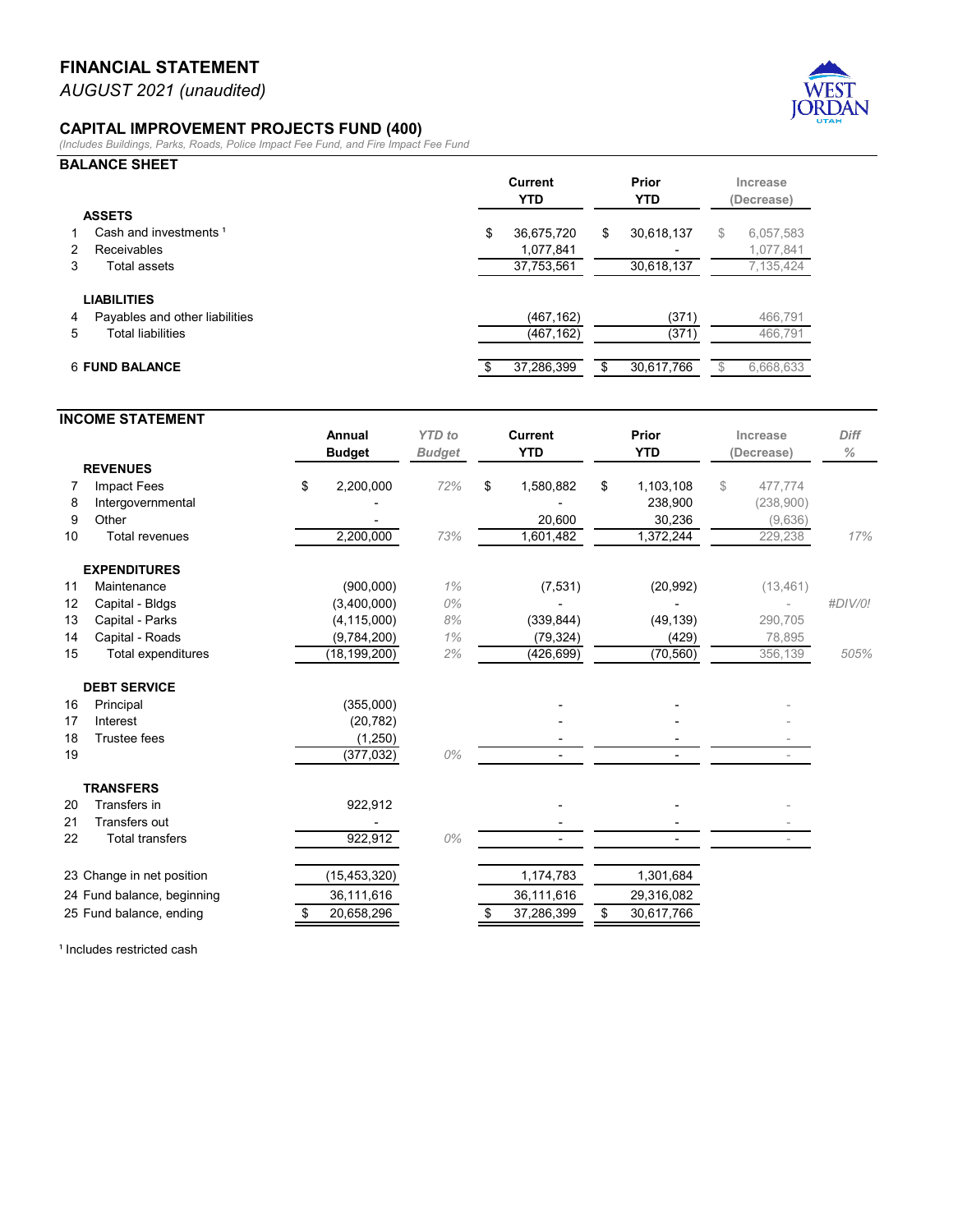# FINANCIAL STATEMENT

*AUGUST 2021 (unaudited)*

## CAPITAL IMPROVEMENT PROJECTS FUND (400)

*(Includes Buildings, Parks, Roads, Police Impact Fee Fund, and Fire Impact Fee Fund*

### BALANCE SHEET

| | | Current YTD | Prior YTD | Increase (Decrease) |
|---|---|---|---|---|
| | **ASSETS** | | | |
| 1 | Cash and investments [1] | $ 36,675,720 | $ 30,618,137 | $ 6,057,583 |
| 2 | Receivables | 1,077,841 | - | 1,077,841 |
| 3 | Total assets | 37,753,561 | 30,618,137 | 7,135,424 |
| | **LIABILITIES** | | | |
| 4 | Payables and other liabilities | (467,162) | (371) | 466,791 |
| 5 | Total liabilities | (467,162) | (371) | 466,791 |
| 6 | **FUND BALANCE** | $ 37,286,399 | $ 30,617,766 | $ 6,668,633 |

### INCOME STATEMENT

| | | Annual Budget | *YTD to Budget* | Current YTD | Prior YTD | Increase (Decrease) | *Diff %* |
|---|---|---|---|---|---|---|---|
| | **REVENUES** | | | | | | |
| 7 | Impact Fees | $ 2,200,000 | *72%* | $ 1,580,882 | $ 1,103,108 | $ 477,774 | |
| 8 | Intergovernmental | - | | - | 238,900 | (238,900) | |
| 9 | Other | - | | 20,600 | 30,236 | (9,636) | |
| 10 | Total revenues | 2,200,000 | *73%* | 1,601,482 | 1,372,244 | 229,238 | *17%* |
| | **EXPENDITURES** | | | | | | |
| 11 | Maintenance | (900,000) | *1%* | (7,531) | (20,992) | (13,461) | |
| 12 | Capital - Bldgs | (3,400,000) | *0%* | - | - | - | *#DIV/0!* |
| 13 | Capital - Parks | (4,115,000) | *8%* | (339,844) | (49,139) | 290,705 | |
| 14 | Capital - Roads | (9,784,200) | *1%* | (79,324) | (429) | 78,895 | |
| 15 | Total expenditures | (18,199,200) | *2%* | (426,699) | (70,560) | 356,139 | *505%* |
| | **DEBT SERVICE** | | | | | | |
| 16 | Principal | (355,000) | | - | - | - | |
| 17 | Interest | (20,782) | | - | - | - | |
| 18 | Trustee fees | (1,250) | | - | - | - | |
| 19 | | (377,032) | *0%* | - | - | - | |
| | **TRANSFERS** | | | | | | |
| 20 | Transfers in | 922,912 | | - | - | - | |
| 21 | Transfers out | - | | - | - | - | |
| 22 | Total transfers | 922,912 | *0%* | - | - | - | |
| 23 | Change in net position | (15,453,320) | | 1,174,783 | 1,301,684 | | |
| 24 | Fund balance, beginning | 36,111,616 | | 36,111,616 | 29,316,082 | | |
| 25 | Fund balance, ending | $ 20,658,296 | | $ 37,286,399 | $ 30,617,766 | | |

[1] Includes restricted cash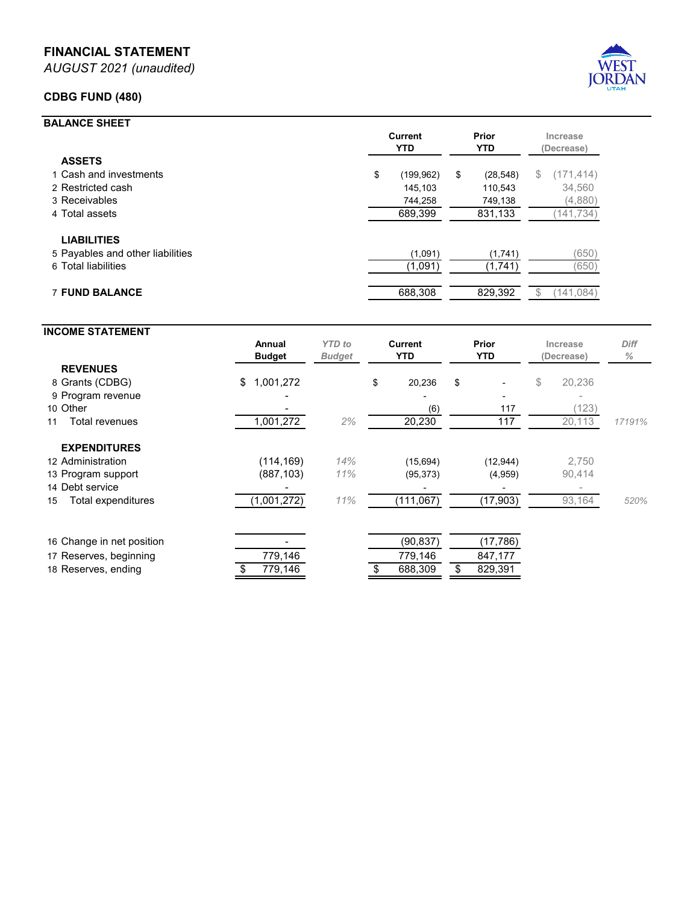# FINANCIAL STATEMENT

*AUGUST 2021 (unaudited)*

### CDBG FUND (480)

## BALANCE SHEET

| | | Current YTD | Prior YTD | Increase (Decrease) |
|---|---|---|---|---|
| | **ASSETS** | | | |
| 1 | Cash and investments | $ (199,962) | $ (28,548) | $ (171,414) |
| 2 | Restricted cash | 145,103 | 110,543 | 34,560 |
| 3 | Receivables | 744,258 | 749,138 | (4,880) |
| 4 | Total assets | 689,399 | 831,133 | (141,734) |
| | **LIABILITIES** | | | |
| 5 | Payables and other liabilities | (1,091) | (1,741) | (650) |
| 6 | Total liabilities | (1,091) | (1,741) | (650) |
| 7 | **FUND BALANCE** | 688,308 | 829,392 | $ (141,084) |

## INCOME STATEMENT

| | | Annual Budget | *YTD to Budget* | Current YTD | Prior YTD | Increase (Decrease) | *Diff %* |
|---|---|---|---|---|---|---|---|
| | **REVENUES** | | | | | | |
| 8 | Grants (CDBG) | $ 1,001,272 | | $ 20,236 | $ - | $ 20,236 | |
| 9 | Program revenue | - | | - | - | - | |
| 10 | Other | - | | (6) | 117 | (123) | |
| 11 | Total revenues | 1,001,272 | *2%* | 20,230 | 117 | 20,113 | *17191%* |
| | **EXPENDITURES** | | | | | | |
| 12 | Administration | (114,169) | *14%* | (15,694) | (12,944) | 2,750 | |
| 13 | Program support | (887,103) | *11%* | (95,373) | (4,959) | 90,414 | |
| 14 | Debt service | - | | - | - | - | |
| 15 | Total expenditures | (1,001,272) | *11%* | (111,067) | (17,903) | 93,164 | *520%* |
| 16 | Change in net position | - | | (90,837) | (17,786) | | |
| 17 | Reserves, beginning | 779,146 | | 779,146 | 847,177 | | |
| 18 | Reserves, ending | $ 779,146 | | $ 688,309 | $ 829,391 | | |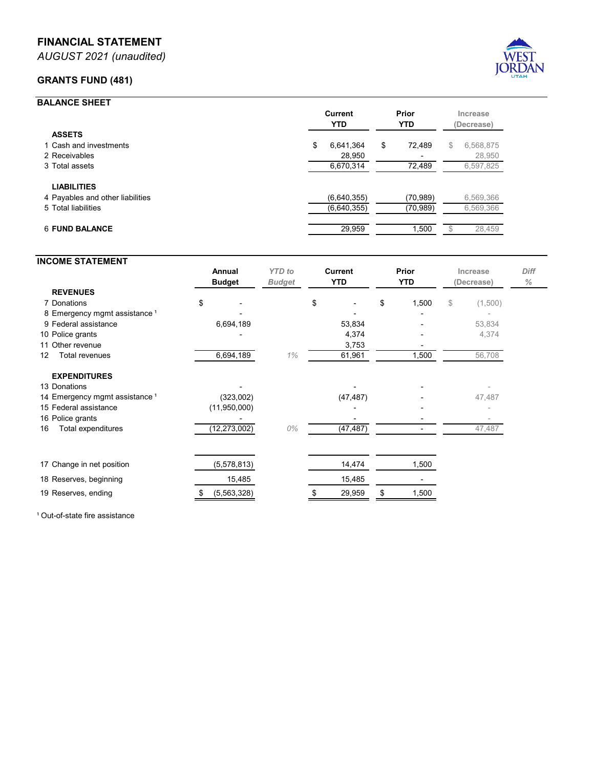# FINANCIAL STATEMENT

*AUGUST 2021 (unaudited)*

## GRANTS FUND (481)

### BALANCE SHEET

| | Current YTD | Prior YTD | Increase (Decrease) |
|---|---|---|---|
| **ASSETS** | | | |
| 1 Cash and investments | $ 6,641,364 | $ 72,489 | $ 6,568,875 |
| 2 Receivables | 28,950 | - | 28,950 |
| 3 Total assets | 6,670,314 | 72,489 | 6,597,825 |
| **LIABILITIES** | | | |
| 4 Payables and other liabilities | (6,640,355) | (70,989) | 6,569,366 |
| 5 Total liabilities | (6,640,355) | (70,989) | 6,569,366 |
| 6 **FUND BALANCE** | 29,959 | 1,500 | $ 28,459 |

### INCOME STATEMENT

| | Annual Budget | *YTD to Budget* | Current YTD | Prior YTD | Increase (Decrease) | *Diff %* |
|---|---|---|---|---|---|---|
| **REVENUES** | | | | | | |
| 7 Donations | $ - | | $ - | $ 1,500 | $ (1,500) | |
| 8 Emergency mgmt assistance [1] | - | | - | - | - | |
| 9 Federal assistance | 6,694,189 | | 53,834 | - | 53,834 | |
| 10 Police grants | - | | 4,374 | - | 4,374 | |
| 11 Other revenue | | | 3,753 | - | | |
| 12 Total revenues | 6,694,189 | *1%* | 61,961 | 1,500 | 56,708 | |
| **EXPENDITURES** | | | | | | |
| 13 Donations | - | | - | - | - | |
| 14 Emergency mgmt assistance [1] | (323,002) | | (47,487) | - | 47,487 | |
| 15 Federal assistance | (11,950,000) | | - | - | - | |
| 16 Police grants | - | | - | - | - | |
| 16 Total expenditures | (12,273,002) | *0%* | (47,487) | - | 47,487 | |
| 17 Change in net position | (5,578,813) | | 14,474 | 1,500 | | |
| 18 Reserves, beginning | 15,485 | | 15,485 | - | | |
| 19 Reserves, ending | $ (5,563,328) | | $ 29,959 | $ 1,500 | | |

[1] Out-of-state fire assistance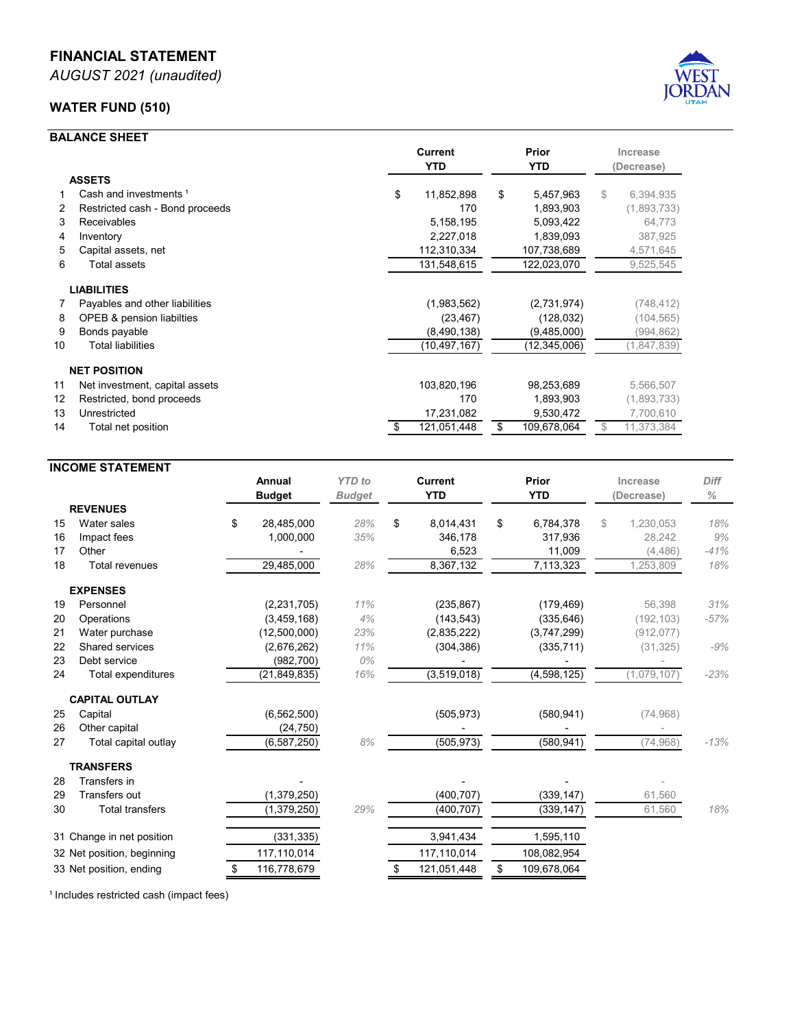# FINANCIAL STATEMENT

*AUGUST 2021 (unaudited)*

## WATER FUND (510)

### BALANCE SHEET

| | | Current YTD | Prior YTD | Increase (Decrease) |
|---|---|---|---|---|
| | **ASSETS** | | | |
| 1 | Cash and investments [1] | $ 11,852,898 | $ 5,457,963 | $ 6,394,935 |
| 2 | Restricted cash - Bond proceeds | 170 | 1,893,903 | (1,893,733) |
| 3 | Receivables | 5,158,195 | 5,093,422 | 64,773 |
| 4 | Inventory | 2,227,018 | 1,839,093 | 387,925 |
| 5 | Capital assets, net | 112,310,334 | 107,738,689 | 4,571,645 |
| 6 | Total assets | 131,548,615 | 122,023,070 | 9,525,545 |
| | **LIABILITIES** | | | |
| 7 | Payables and other liabilities | (1,983,562) | (2,731,974) | (748,412) |
| 8 | OPEB & pension liabilties | (23,467) | (128,032) | (104,565) |
| 9 | Bonds payable | (8,490,138) | (9,485,000) | (994,862) |
| 10 | Total liabilities | (10,497,167) | (12,345,006) | (1,847,839) |
| | **NET POSITION** | | | |
| 11 | Net investment, capital assets | 103,820,196 | 98,253,689 | 5,566,507 |
| 12 | Restricted, bond proceeds | 170 | 1,893,903 | (1,893,733) |
| 13 | Unrestricted | 17,231,082 | 9,530,472 | 7,700,610 |
| 14 | Total net position | $ 121,051,448 | $ 109,678,064 | $ 11,373,384 |

### INCOME STATEMENT

| | | Annual Budget | *YTD to Budget* | Current YTD | Prior YTD | Increase (Decrease) | *Diff %* |
|---|---|---|---|---|---|---|---|
| | **REVENUES** | | | | | | |
| 15 | Water sales | $ 28,485,000 | *28%* | $ 8,014,431 | $ 6,784,378 | $ 1,230,053 | *18%* |
| 16 | Impact fees | 1,000,000 | *35%* | 346,178 | 317,936 | 28,242 | *9%* |
| 17 | Other | - | | 6,523 | 11,009 | (4,486) | *-41%* |
| 18 | Total revenues | 29,485,000 | *28%* | 8,367,132 | 7,113,323 | 1,253,809 | *18%* |
| | **EXPENSES** | | | | | | |
| 19 | Personnel | (2,231,705) | *11%* | (235,867) | (179,469) | 56,398 | *31%* |
| 20 | Operations | (3,459,168) | *4%* | (143,543) | (335,646) | (192,103) | *-57%* |
| 21 | Water purchase | (12,500,000) | *23%* | (2,835,222) | (3,747,299) | (912,077) | |
| 22 | Shared services | (2,676,262) | *11%* | (304,386) | (335,711) | (31,325) | *-9%* |
| 23 | Debt service | (982,700) | *0%* | - | - | - | |
| 24 | Total expenditures | (21,849,835) | *16%* | (3,519,018) | (4,598,125) | (1,079,107) | *-23%* |
| | **CAPITAL OUTLAY** | | | | | | |
| 25 | Capital | (6,562,500) | | (505,973) | (580,941) | (74,968) | |
| 26 | Other capital | (24,750) | | - | - | - | |
| 27 | Total capital outlay | (6,587,250) | *8%* | (505,973) | (580,941) | (74,968) | *-13%* |
| | **TRANSFERS** | | | | | | |
| 28 | Transfers in | - | | - | - | - | |
| 29 | Transfers out | (1,379,250) | | (400,707) | (339,147) | 61,560 | |
| 30 | Total transfers | (1,379,250) | *29%* | (400,707) | (339,147) | 61,560 | *18%* |
| 31 | Change in net position | (331,335) | | 3,941,434 | 1,595,110 | | |
| 32 | Net position, beginning | 117,110,014 | | 117,110,014 | 108,082,954 | | |
| 33 | Net position, ending | $ 116,778,679 | | $ 121,051,448 | $ 109,678,064 | | |

[1] Includes restricted cash (impact fees)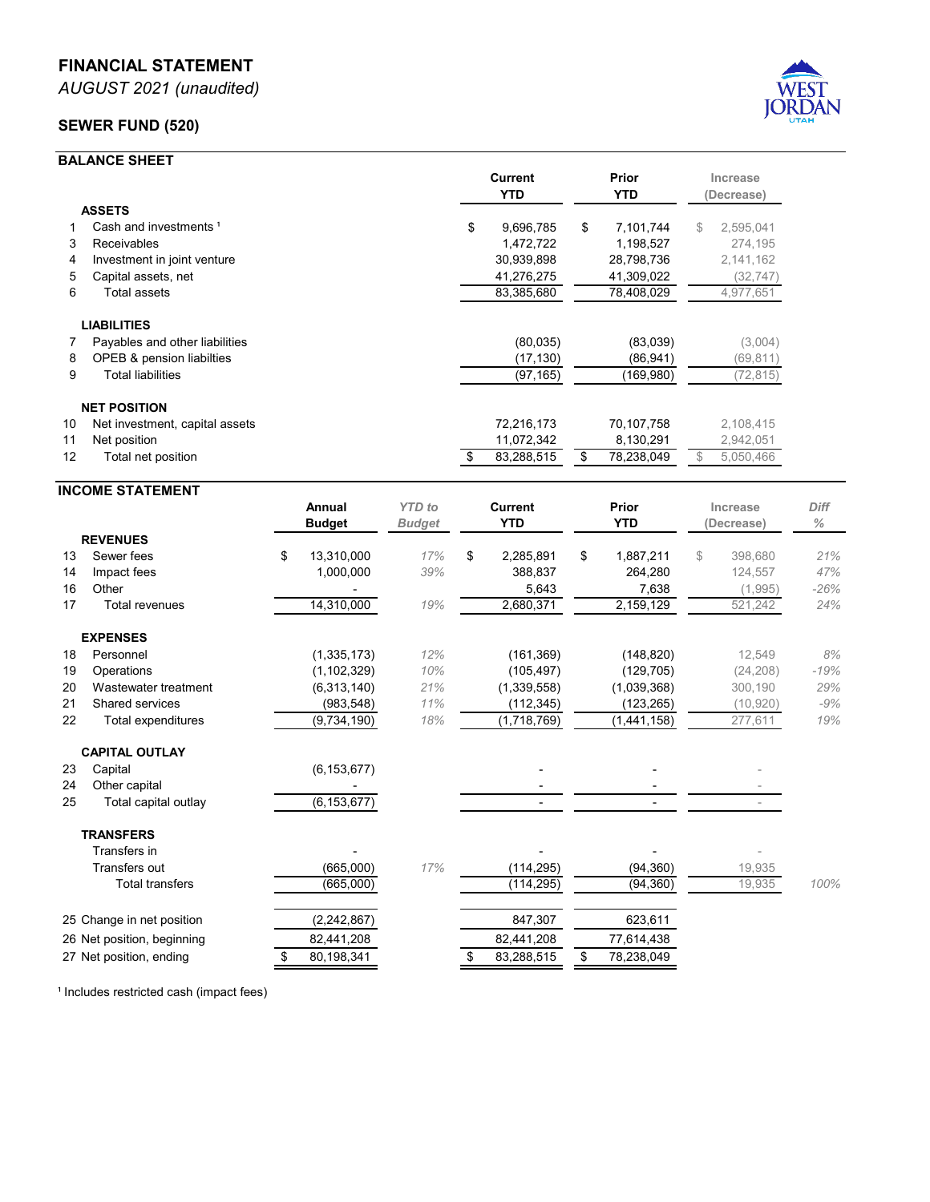# FINANCIAL STATEMENT

*AUGUST 2021 (unaudited)*

## SEWER FUND (520)

### BALANCE SHEET

| | | Current YTD | Prior YTD | Increase (Decrease) |
|---|---|---|---|---|
| | **ASSETS** | | | |
| 1 | Cash and investments [1] | $ 9,696,785 | $ 7,101,744 | $ 2,595,041 |
| 3 | Receivables | 1,472,722 | 1,198,527 | 274,195 |
| 4 | Investment in joint venture | 30,939,898 | 28,798,736 | 2,141,162 |
| 5 | Capital assets, net | 41,276,275 | 41,309,022 | (32,747) |
| 6 | Total assets | 83,385,680 | 78,408,029 | 4,977,651 |
| | **LIABILITIES** | | | |
| 7 | Payables and other liabilities | (80,035) | (83,039) | (3,004) |
| 8 | OPEB & pension liabilties | (17,130) | (86,941) | (69,811) |
| 9 | Total liabilities | (97,165) | (169,980) | (72,815) |
| | **NET POSITION** | | | |
| 10 | Net investment, capital assets | 72,216,173 | 70,107,758 | 2,108,415 |
| 11 | Net position | 11,072,342 | 8,130,291 | 2,942,051 |
| 12 | Total net position | $ 83,288,515 | $ 78,238,049 | $ 5,050,466 |

### INCOME STATEMENT

| | | Annual Budget | *YTD to Budget* | Current YTD | Prior YTD | Increase (Decrease) | *Diff %* |
|---|---|---|---|---|---|---|---|
| | **REVENUES** | | | | | | |
| 13 | Sewer fees | $ 13,310,000 | *17%* | $ 2,285,891 | $ 1,887,211 | $ 398,680 | *21%* |
| 14 | Impact fees | 1,000,000 | *39%* | 388,837 | 264,280 | 124,557 | *47%* |
| 16 | Other | - | | 5,643 | 7,638 | (1,995) | *-26%* |
| 17 | Total revenues | 14,310,000 | *19%* | 2,680,371 | 2,159,129 | 521,242 | *24%* |
| | **EXPENSES** | | | | | | |
| 18 | Personnel | (1,335,173) | *12%* | (161,369) | (148,820) | 12,549 | *8%* |
| 19 | Operations | (1,102,329) | *10%* | (105,497) | (129,705) | (24,208) | *-19%* |
| 20 | Wastewater treatment | (6,313,140) | *21%* | (1,339,558) | (1,039,368) | 300,190 | *29%* |
| 21 | Shared services | (983,548) | *11%* | (112,345) | (123,265) | (10,920) | *-9%* |
| 22 | Total expenditures | (9,734,190) | *18%* | (1,718,769) | (1,441,158) | 277,611 | *19%* |
| | **CAPITAL OUTLAY** | | | | | | |
| 23 | Capital | (6,153,677) | | - | - | - | |
| 24 | Other capital | - | | - | - | - | |
| 25 | Total capital outlay | (6,153,677) | | - | - | - | |
| | **TRANSFERS** | | | | | | |
| | Transfers in | - | | - | - | - | |
| | Transfers out | (665,000) | *17%* | (114,295) | (94,360) | 19,935 | |
| | Total transfers | (665,000) | | (114,295) | (94,360) | 19,935 | *100%* |
| 25 | Change in net position | (2,242,867) | | 847,307 | 623,611 | | |
| 26 | Net position, beginning | 82,441,208 | | 82,441,208 | 77,614,438 | | |
| 27 | Net position, ending | $ 80,198,341 | | $ 83,288,515 | $ 78,238,049 | | |

[1] Includes restricted cash (impact fees)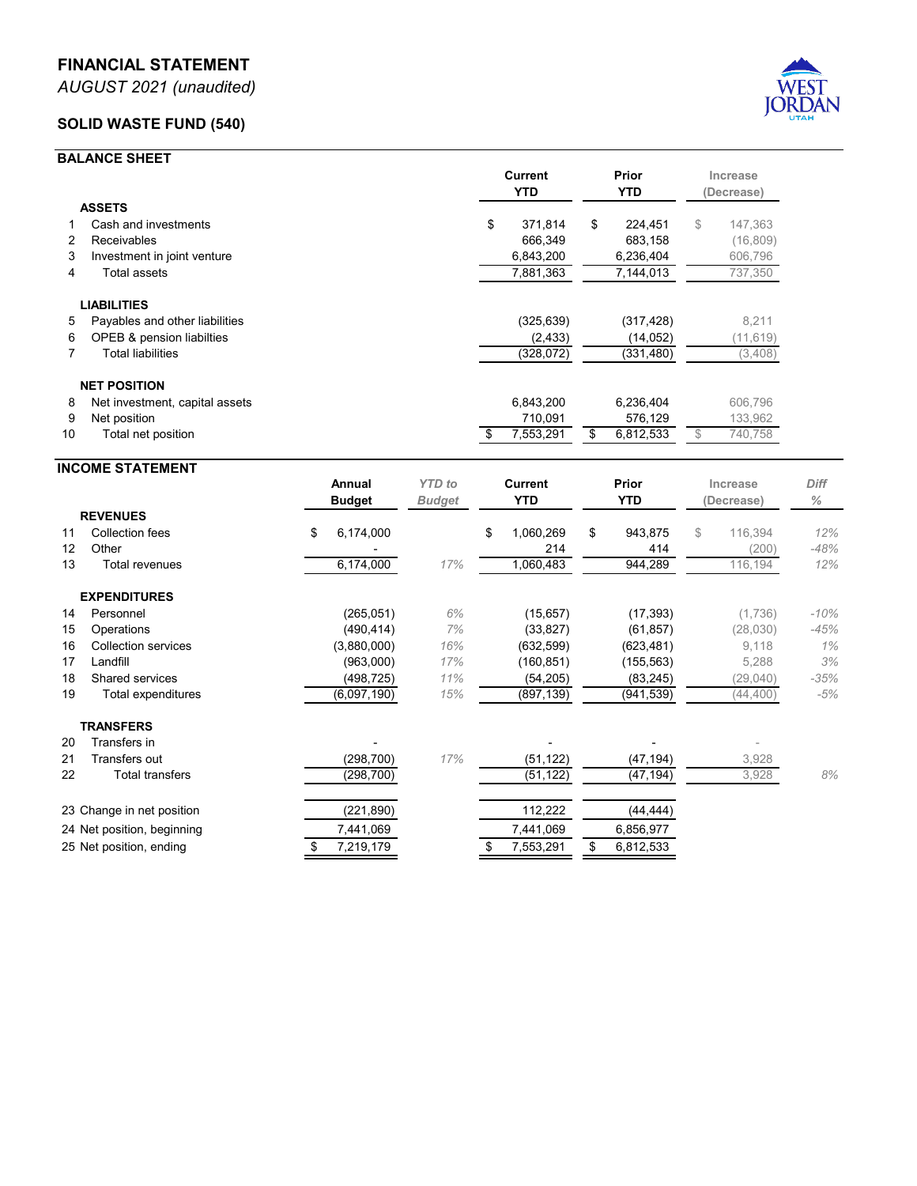# FINANCIAL STATEMENT

*AUGUST 2021 (unaudited)*

## SOLID WASTE FUND (540)

### BALANCE SHEET

| | | Current YTD | Prior YTD | Increase (Decrease) |
|---|---|---|---|---|
| | **ASSETS** | | | |
| 1 | Cash and investments | $ 371,814 | $ 224,451 | $ 147,363 |
| 2 | Receivables | 666,349 | 683,158 | (16,809) |
| 3 | Investment in joint venture | 6,843,200 | 6,236,404 | 606,796 |
| 4 | Total assets | 7,881,363 | 7,144,013 | 737,350 |
| | **LIABILITIES** | | | |
| 5 | Payables and other liabilities | (325,639) | (317,428) | 8,211 |
| 6 | OPEB & pension liabilties | (2,433) | (14,052) | (11,619) |
| 7 | Total liabilities | (328,072) | (331,480) | (3,408) |
| | **NET POSITION** | | | |
| 8 | Net investment, capital assets | 6,843,200 | 6,236,404 | 606,796 |
| 9 | Net position | 710,091 | 576,129 | 133,962 |
| 10 | Total net position | $ 7,553,291 | $ 6,812,533 | $ 740,758 |

### INCOME STATEMENT

| | | Annual Budget | *YTD to Budget* | Current YTD | Prior YTD | Increase (Decrease) | *Diff %* |
|---|---|---|---|---|---|---|---|
| | **REVENUES** | | | | | | |
| 11 | Collection fees | $ 6,174,000 | | $ 1,060,269 | $ 943,875 | $ 116,394 | *12%* |
| 12 | Other | - | | 214 | 414 | (200) | *-48%* |
| 13 | Total revenues | 6,174,000 | *17%* | 1,060,483 | 944,289 | 116,194 | *12%* |
| | **EXPENDITURES** | | | | | | |
| 14 | Personnel | (265,051) | *6%* | (15,657) | (17,393) | (1,736) | *-10%* |
| 15 | Operations | (490,414) | *7%* | (33,827) | (61,857) | (28,030) | *-45%* |
| 16 | Collection services | (3,880,000) | *16%* | (632,599) | (623,481) | 9,118 | *1%* |
| 17 | Landfill | (963,000) | *17%* | (160,851) | (155,563) | 5,288 | *3%* |
| 18 | Shared services | (498,725) | *11%* | (54,205) | (83,245) | (29,040) | *-35%* |
| 19 | Total expenditures | (6,097,190) | *15%* | (897,139) | (941,539) | (44,400) | *-5%* |
| | **TRANSFERS** | | | | | | |
| 20 | Transfers in | - | | - | - | - | |
| 21 | Transfers out | (298,700) | *17%* | (51,122) | (47,194) | 3,928 | |
| 22 | Total transfers | (298,700) | | (51,122) | (47,194) | 3,928 | *8%* |
| 23 | Change in net position | (221,890) | | 112,222 | (44,444) | | |
| 24 | Net position, beginning | 7,441,069 | | 7,441,069 | 6,856,977 | | |
| 25 | Net position, ending | $ 7,219,179 | | $ 7,553,291 | $ 6,812,533 | | |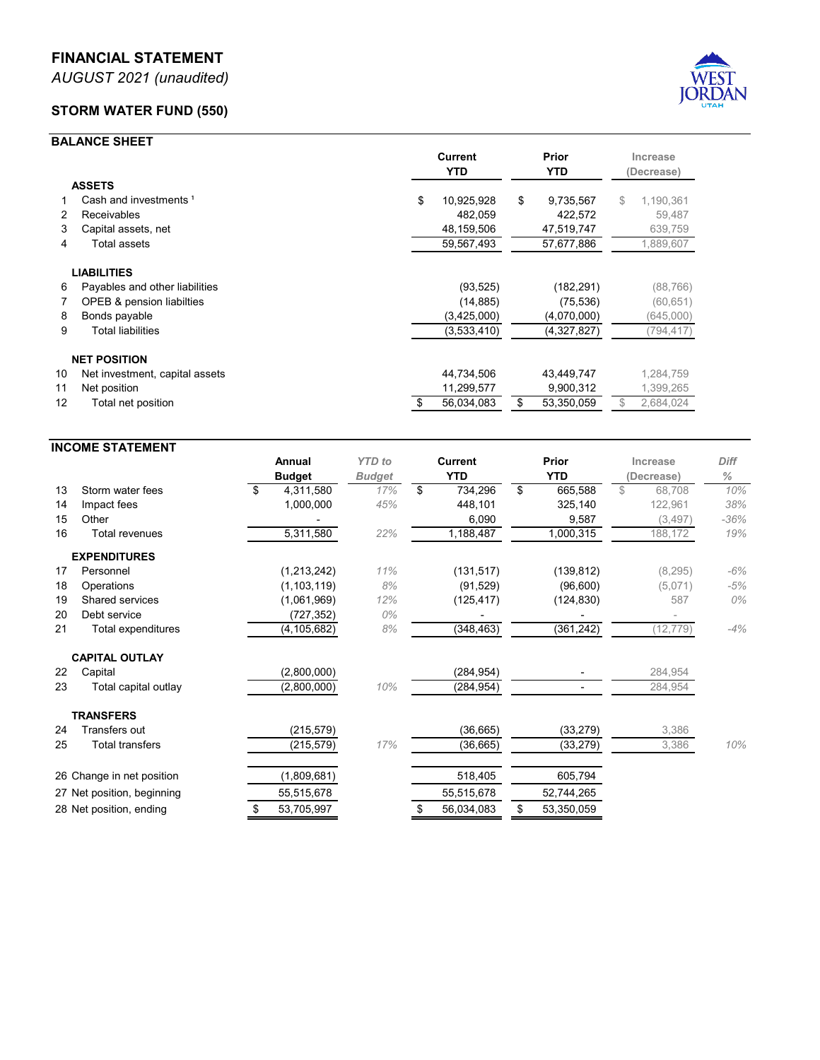# FINANCIAL STATEMENT

*AUGUST 2021 (unaudited)*

## STORM WATER FUND (550)

### BALANCE SHEET

| | | Current YTD | Prior YTD | Increase (Decrease) |
|---|---|---|---|---|
| | **ASSETS** | | | |
| 1 | Cash and investments [1] | $ 10,925,928 | $ 9,735,567 | $ 1,190,361 |
| 2 | Receivables | 482,059 | 422,572 | 59,487 |
| 3 | Capital assets, net | 48,159,506 | 47,519,747 | 639,759 |
| 4 | Total assets | 59,567,493 | 57,677,886 | 1,889,607 |
| | **LIABILITIES** | | | |
| 6 | Payables and other liabilities | (93,525) | (182,291) | (88,766) |
| 7 | OPEB & pension liabilties | (14,885) | (75,536) | (60,651) |
| 8 | Bonds payable | (3,425,000) | (4,070,000) | (645,000) |
| 9 | Total liabilities | (3,533,410) | (4,327,827) | (794,417) |
| | **NET POSITION** | | | |
| 10 | Net investment, capital assets | 44,734,506 | 43,449,747 | 1,284,759 |
| 11 | Net position | 11,299,577 | 9,900,312 | 1,399,265 |
| 12 | Total net position | $ 56,034,083 | $ 53,350,059 | $ 2,684,024 |

### INCOME STATEMENT

| | | Annual Budget | *YTD to Budget* | Current YTD | Prior YTD | Increase (Decrease) | *Diff %* |
|---|---|---|---|---|---|---|---|
| 13 | Storm water fees | $ 4,311,580 | *17%* | $ 734,296 | $ 665,588 | $ 68,708 | *10%* |
| 14 | Impact fees | 1,000,000 | *45%* | 448,101 | 325,140 | 122,961 | *38%* |
| 15 | Other | - | | 6,090 | 9,587 | (3,497) | *-36%* |
| 16 | Total revenues | 5,311,580 | *22%* | 1,188,487 | 1,000,315 | 188,172 | *19%* |
| | **EXPENDITURES** | | | | | | |
| 17 | Personnel | (1,213,242) | *11%* | (131,517) | (139,812) | (8,295) | *-6%* |
| 18 | Operations | (1,103,119) | *8%* | (91,529) | (96,600) | (5,071) | *-5%* |
| 19 | Shared services | (1,061,969) | *12%* | (125,417) | (124,830) | 587 | *0%* |
| 20 | Debt service | (727,352) | *0%* | - | - | - | |
| 21 | Total expenditures | (4,105,682) | *8%* | (348,463) | (361,242) | (12,779) | *-4%* |
| | **CAPITAL OUTLAY** | | | | | | |
| 22 | Capital | (2,800,000) | | (284,954) | - | 284,954 | |
| 23 | Total capital outlay | (2,800,000) | *10%* | (284,954) | - | 284,954 | |
| | **TRANSFERS** | | | | | | |
| 24 | Transfers out | (215,579) | | (36,665) | (33,279) | 3,386 | |
| 25 | Total transfers | (215,579) | *17%* | (36,665) | (33,279) | 3,386 | *10%* |
| 26 | Change in net position | (1,809,681) | | 518,405 | 605,794 | | |
| 27 | Net position, beginning | 55,515,678 | | 55,515,678 | 52,744,265 | | |
| 28 | Net position, ending | $ 53,705,997 | | $ 56,034,083 | $ 53,350,059 | | |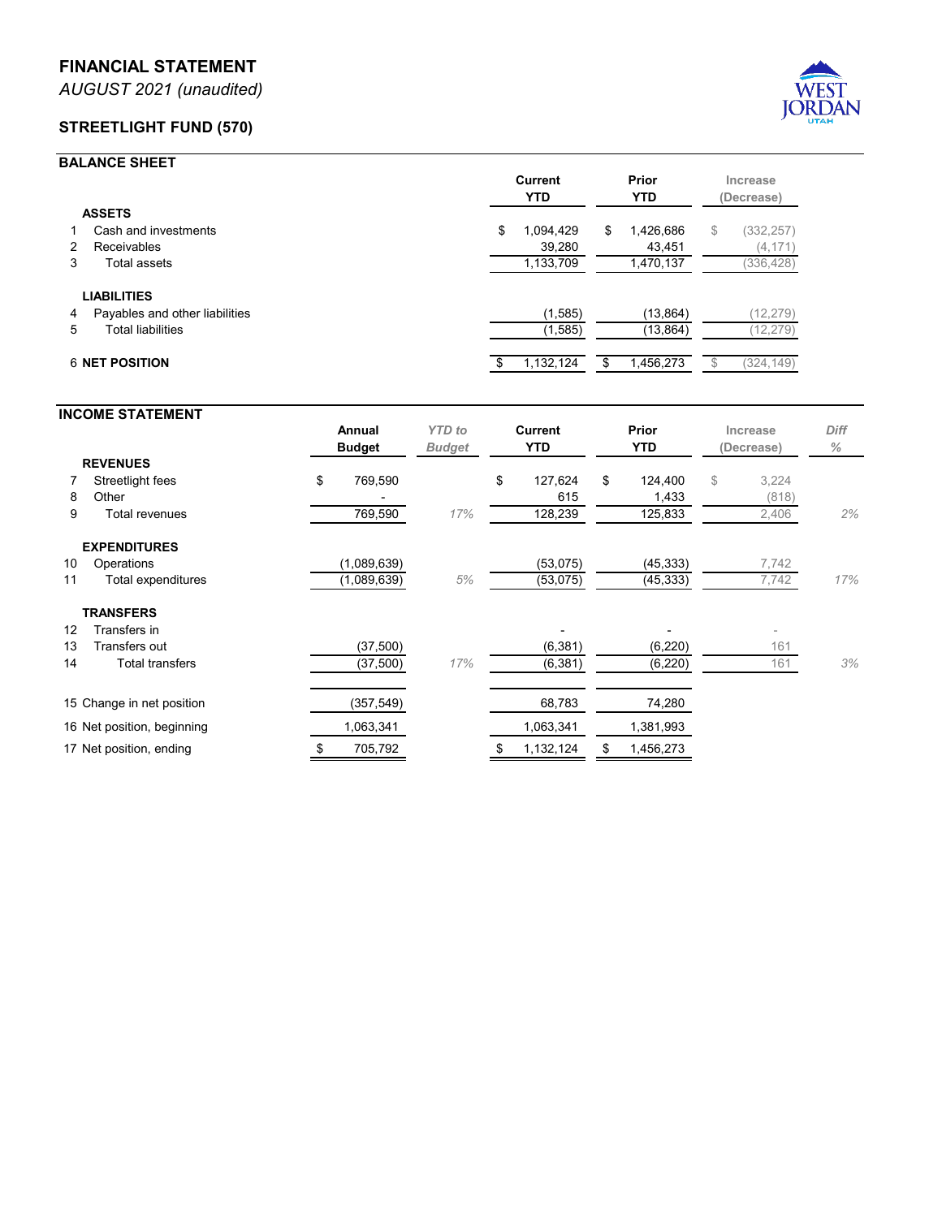# FINANCIAL STATEMENT

*AUGUST 2021 (unaudited)*

## STREETLIGHT FUND (570)

### BALANCE SHEET

| | | Current YTD | Prior YTD | Increase (Decrease) |
|---|---|---|---|---|
| | **ASSETS** | | | |
| 1 | Cash and investments | $ 1,094,429 | $ 1,426,686 | $ (332,257) |
| 2 | Receivables | 39,280 | 43,451 | (4,171) |
| 3 | Total assets | 1,133,709 | 1,470,137 | (336,428) |
| | **LIABILITIES** | | | |
| 4 | Payables and other liabilities | (1,585) | (13,864) | (12,279) |
| 5 | Total liabilities | (1,585) | (13,864) | (12,279) |
| 6 | **NET POSITION** | $ 1,132,124 | $ 1,456,273 | $ (324,149) |

### INCOME STATEMENT

| | | Annual Budget | *YTD to Budget* | Current YTD | Prior YTD | Increase (Decrease) | *Diff %* |
|---|---|---|---|---|---|---|---|
| | **REVENUES** | | | | | | |
| 7 | Streetlight fees | $ 769,590 | | $ 127,624 | $ 124,400 | $ 3,224 | |
| 8 | Other | - | | 615 | 1,433 | (818) | |
| 9 | Total revenues | 769,590 | *17%* | 128,239 | 125,833 | 2,406 | *2%* |
| | **EXPENDITURES** | | | | | | |
| 10 | Operations | (1,089,639) | | (53,075) | (45,333) | 7,742 | |
| 11 | Total expenditures | (1,089,639) | *5%* | (53,075) | (45,333) | 7,742 | *17%* |
| | **TRANSFERS** | | | | | | |
| 12 | Transfers in | | | - | - | - | |
| 13 | Transfers out | (37,500) | | (6,381) | (6,220) | 161 | |
| 14 | Total transfers | (37,500) | *17%* | (6,381) | (6,220) | 161 | *3%* |
| 15 | Change in net position | (357,549) | | 68,783 | 74,280 | | |
| 16 | Net position, beginning | 1,063,341 | | 1,063,341 | 1,381,993 | | |
| 17 | Net position, ending | $ 705,792 | | $ 1,132,124 | $ 1,456,273 | | |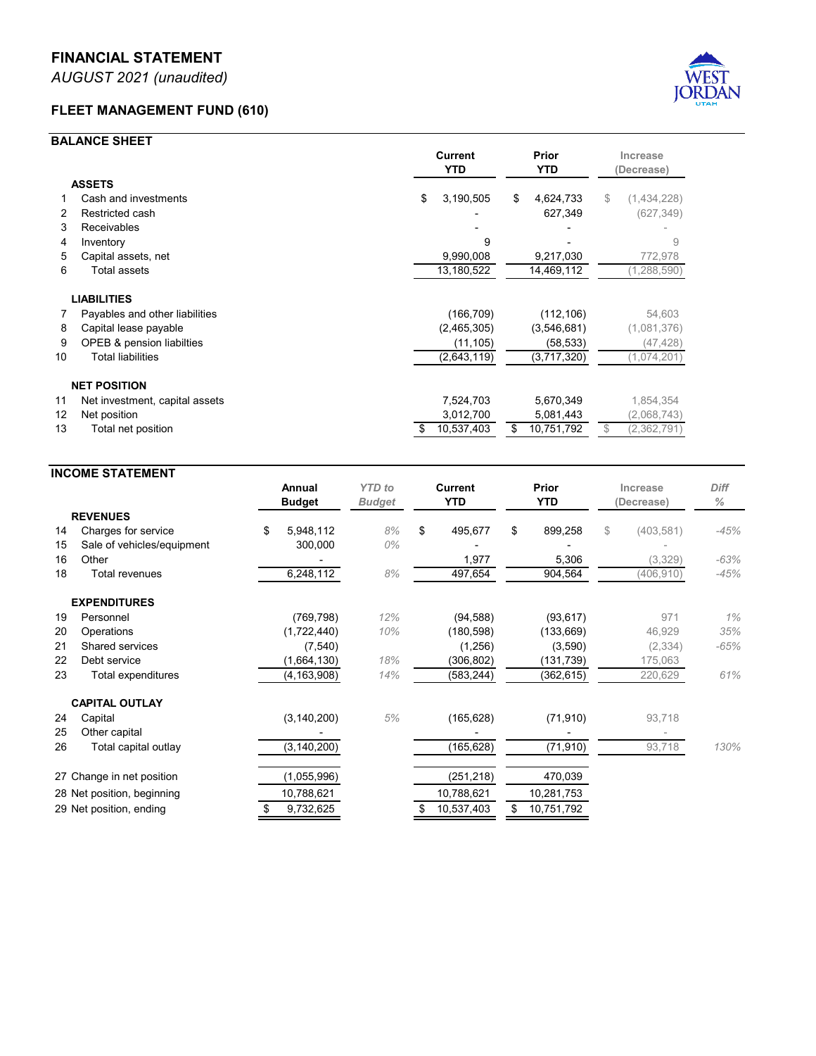# FINANCIAL STATEMENT

*AUGUST 2021 (unaudited)*

## FLEET MANAGEMENT FUND (610)

### BALANCE SHEET

| | | Current YTD | Prior YTD | Increase (Decrease) |
|---|---|---|---|---|
| | **ASSETS** | | | |
| 1 | Cash and investments | $ 3,190,505 | $ 4,624,733 | $ (1,434,228) |
| 2 | Restricted cash | - | 627,349 | (627,349) |
| 3 | Receivables | - | - | - |
| 4 | Inventory | 9 | - | 9 |
| 5 | Capital assets, net | 9,990,008 | 9,217,030 | 772,978 |
| 6 | Total assets | 13,180,522 | 14,469,112 | (1,288,590) |
| | **LIABILITIES** | | | |
| 7 | Payables and other liabilities | (166,709) | (112,106) | 54,603 |
| 8 | Capital lease payable | (2,465,305) | (3,546,681) | (1,081,376) |
| 9 | OPEB & pension liabilties | (11,105) | (58,533) | (47,428) |
| 10 | Total liabilities | (2,643,119) | (3,717,320) | (1,074,201) |
| | **NET POSITION** | | | |
| 11 | Net investment, capital assets | 7,524,703 | 5,670,349 | 1,854,354 |
| 12 | Net position | 3,012,700 | 5,081,443 | (2,068,743) |
| 13 | Total net position | $ 10,537,403 | $ 10,751,792 | $ (2,362,791) |

### INCOME STATEMENT

| | | Annual Budget | *YTD to Budget* | Current YTD | Prior YTD | Increase (Decrease) | *Diff %* |
|---|---|---|---|---|---|---|---|
| | **REVENUES** | | | | | | |
| 14 | Charges for service | $ 5,948,112 | *8%* | $ 495,677 | $ 899,258 | $ (403,581) | *-45%* |
| 15 | Sale of vehicles/equipment | 300,000 | *0%* | - | - | - | |
| 16 | Other | - | | 1,977 | 5,306 | (3,329) | *-63%* |
| 18 | Total revenues | 6,248,112 | *8%* | 497,654 | 904,564 | (406,910) | *-45%* |
| | **EXPENDITURES** | | | | | | |
| 19 | Personnel | (769,798) | *12%* | (94,588) | (93,617) | 971 | *1%* |
| 20 | Operations | (1,722,440) | *10%* | (180,598) | (133,669) | 46,929 | *35%* |
| 21 | Shared services | (7,540) | | (1,256) | (3,590) | (2,334) | *-65%* |
| 22 | Debt service | (1,664,130) | *18%* | (306,802) | (131,739) | 175,063 | |
| 23 | Total expenditures | (4,163,908) | *14%* | (583,244) | (362,615) | 220,629 | *61%* |
| | **CAPITAL OUTLAY** | | | | | | |
| 24 | Capital | (3,140,200) | *5%* | (165,628) | (71,910) | 93,718 | |
| 25 | Other capital | - | | - | - | - | |
| 26 | Total capital outlay | (3,140,200) | | (165,628) | (71,910) | 93,718 | *130%* |
| 27 | Change in net position | (1,055,996) | | (251,218) | 470,039 | | |
| 28 | Net position, beginning | 10,788,621 | | 10,788,621 | 10,281,753 | | |
| 29 | Net position, ending | $ 9,732,625 | | $ 10,537,403 | $ 10,751,792 | | |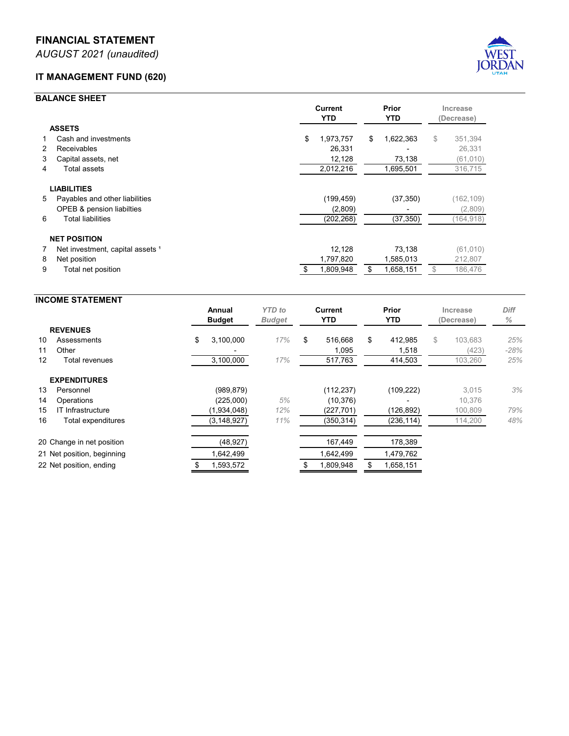# FINANCIAL STATEMENT

*AUGUST 2021 (unaudited)*

## IT MANAGEMENT FUND (620)

### BALANCE SHEET

| | | Current YTD | Prior YTD | Increase (Decrease) |
|---|---|---|---|---|
| | **ASSETS** | | | |
| 1 | Cash and investments | $ 1,973,757 | $ 1,622,363 | $ 351,394 |
| 2 | Receivables | 26,331 | - | 26,331 |
| 3 | Capital assets, net | 12,128 | 73,138 | (61,010) |
| 4 | Total assets | 2,012,216 | 1,695,501 | 316,715 |
| | **LIABILITIES** | | | |
| 5 | Payables and other liabilities | (199,459) | (37,350) | (162,109) |
| | OPEB & pension liabilties | (2,809) | - | (2,809) |
| 6 | Total liabilities | (202,268) | (37,350) | (164,918) |
| | **NET POSITION** | | | |
| 7 | Net investment, capital assets [1] | 12,128 | 73,138 | (61,010) |
| 8 | Net position | 1,797,820 | 1,585,013 | 212,807 |
| 9 | Total net position | $ 1,809,948 | $ 1,658,151 | $ 186,476 |

### INCOME STATEMENT

| | | Annual Budget | *YTD to Budget* | Current YTD | Prior YTD | Increase (Decrease) | *Diff %* |
|---|---|---|---|---|---|---|---|
| | **REVENUES** | | | | | | |
| 10 | Assessments | $ 3,100,000 | *17%* | $ 516,668 | $ 412,985 | $ 103,683 | *25%* |
| 11 | Other | - | | 1,095 | 1,518 | (423) | *-28%* |
| 12 | Total revenues | 3,100,000 | *17%* | 517,763 | 414,503 | 103,260 | *25%* |
| | **EXPENDITURES** | | | | | | |
| 13 | Personnel | (989,879) | | (112,237) | (109,222) | 3,015 | *3%* |
| 14 | Operations | (225,000) | *5%* | (10,376) | - | 10,376 | |
| 15 | IT Infrastructure | (1,934,048) | *12%* | (227,701) | (126,892) | 100,809 | *79%* |
| 16 | Total expenditures | (3,148,927) | *11%* | (350,314) | (236,114) | 114,200 | *48%* |
| 20 | Change in net position | (48,927) | | 167,449 | 178,389 | | |
| 21 | Net position, beginning | 1,642,499 | | 1,642,499 | 1,479,762 | | |
| 22 | Net position, ending | $ 1,593,572 | | $ 1,809,948 | $ 1,658,151 | | |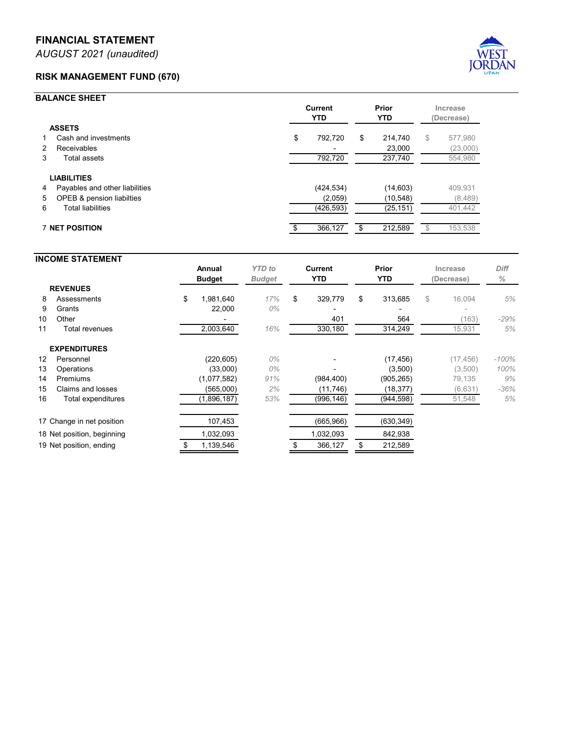# FINANCIAL STATEMENT

*AUGUST 2021 (unaudited)*

## RISK MANAGEMENT FUND (670)

### BALANCE SHEET

| | | Current YTD | Prior YTD | Increase (Decrease) |
|---|---|---|---|---|
| | **ASSETS** | | | |
| 1 | Cash and investments | $ 792,720 | $ 214,740 | $ 577,980 |
| 2 | Receivables | - | 23,000 | (23,000) |
| 3 | Total assets | 792,720 | 237,740 | 554,980 |
| | **LIABILITIES** | | | |
| 4 | Payables and other liabilities | (424,534) | (14,603) | 409,931 |
| 5 | OPEB & pension liabilties | (2,059) | (10,548) | (8,489) |
| 6 | Total liabilities | (426,593) | (25,151) | 401,442 |
| 7 | **NET POSITION** | $ 366,127 | $ 212,589 | $ 153,538 |

### INCOME STATEMENT

| | | Annual Budget | *YTD to Budget* | Current YTD | Prior YTD | Increase (Decrease) | *Diff %* |
|---|---|---|---|---|---|---|---|
| | **REVENUES** | | | | | | |
| 8 | Assessments | $ 1,981,640 | *17%* | $ 329,779 | $ 313,685 | $ 16,094 | *5%* |
| 9 | Grants | 22,000 | *0%* | - | - | - | |
| 10 | Other | - | | 401 | 564 | (163) | *-29%* |
| 11 | Total revenues | 2,003,640 | *16%* | 330,180 | 314,249 | 15,931 | *5%* |
| | **EXPENDITURES** | | | | | | |
| 12 | Personnel | (220,605) | *0%* | - | (17,456) | (17,456) | *-100%* |
| 13 | Operations | (33,000) | *0%* | - | (3,500) | (3,500) | *100%* |
| 14 | Premiums | (1,077,582) | *91%* | (984,400) | (905,265) | 79,135 | *9%* |
| 15 | Claims and losses | (565,000) | *2%* | (11,746) | (18,377) | (6,631) | *-36%* |
| 16 | Total expenditures | (1,896,187) | *53%* | (996,146) | (944,598) | 51,548 | *5%* |
| 17 | Change in net position | 107,453 | | (665,966) | (630,349) | | |
| 18 | Net position, beginning | 1,032,093 | | 1,032,093 | 842,938 | | |
| 19 | Net position, ending | $ 1,139,546 | | $ 366,127 | $ 212,589 | | |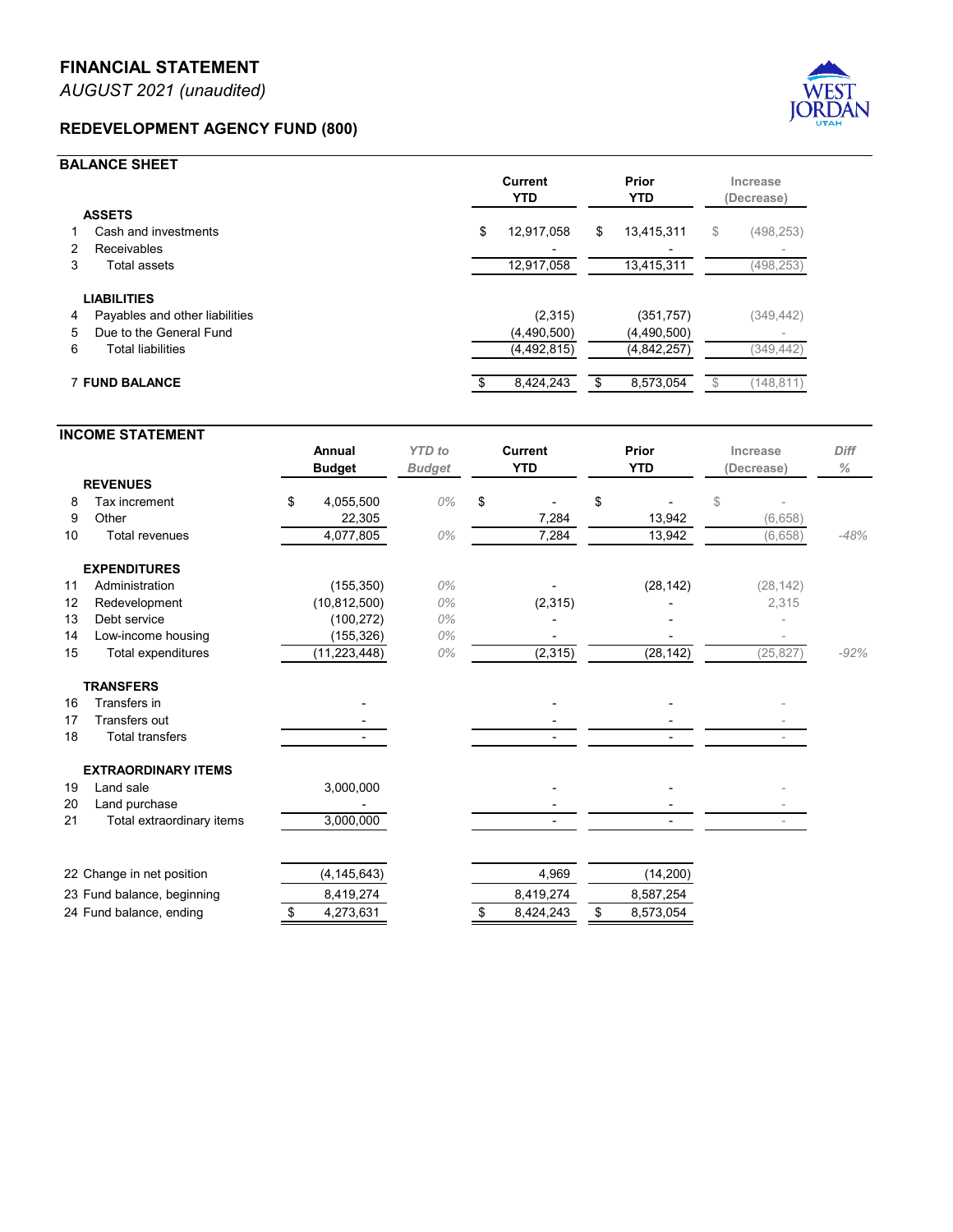# FINANCIAL STATEMENT

*AUGUST 2021 (unaudited)*

## REDEVELOPMENT AGENCY FUND (800)

### BALANCE SHEET

| | | Current YTD | Prior YTD | Increase (Decrease) |
|---|---|---|---|---|
| | **ASSETS** | | | |
| 1 | Cash and investments | $ 12,917,058 | $ 13,415,311 | $ (498,253) |
| 2 | Receivables | - | - | - |
| 3 | Total assets | 12,917,058 | 13,415,311 | (498,253) |
| | **LIABILITIES** | | | |
| 4 | Payables and other liabilities | (2,315) | (351,757) | (349,442) |
| 5 | Due to the General Fund | (4,490,500) | (4,490,500) | - |
| 6 | Total liabilities | (4,492,815) | (4,842,257) | (349,442) |
| 7 | **FUND BALANCE** | $ 8,424,243 | $ 8,573,054 | $ (148,811) |

### INCOME STATEMENT

| | | Annual Budget | *YTD to Budget* | Current YTD | Prior YTD | Increase (Decrease) | *Diff %* |
|---|---|---|---|---|---|---|---|
| | **REVENUES** | | | | | | |
| 8 | Tax increment | $ 4,055,500 | *0%* | $ - | $ - | $ - | |
| 9 | Other | 22,305 | | 7,284 | 13,942 | (6,658) | |
| 10 | Total revenues | 4,077,805 | *0%* | 7,284 | 13,942 | (6,658) | *-48%* |
| | **EXPENDITURES** | | | | | | |
| 11 | Administration | (155,350) | *0%* | - | (28,142) | (28,142) | |
| 12 | Redevelopment | (10,812,500) | *0%* | (2,315) | - | 2,315 | |
| 13 | Debt service | (100,272) | *0%* | - | - | - | |
| 14 | Low-income housing | (155,326) | *0%* | - | - | - | |
| 15 | Total expenditures | (11,223,448) | *0%* | (2,315) | (28,142) | (25,827) | *-92%* |
| | **TRANSFERS** | | | | | | |
| 16 | Transfers in | - | | - | - | - | |
| 17 | Transfers out | - | | - | - | - | |
| 18 | Total transfers | - | | - | - | - | |
| | **EXTRAORDINARY ITEMS** | | | | | | |
| 19 | Land sale | 3,000,000 | | - | - | - | |
| 20 | Land purchase | - | | - | - | - | |
| 21 | Total extraordinary items | 3,000,000 | | - | - | - | |
| 22 | Change in net position | (4,145,643) | | 4,969 | (14,200) | | |
| 23 | Fund balance, beginning | 8,419,274 | | 8,419,274 | 8,587,254 | | |
| 24 | Fund balance, ending | $ 4,273,631 | | $ 8,424,243 | $ 8,573,054 | | |